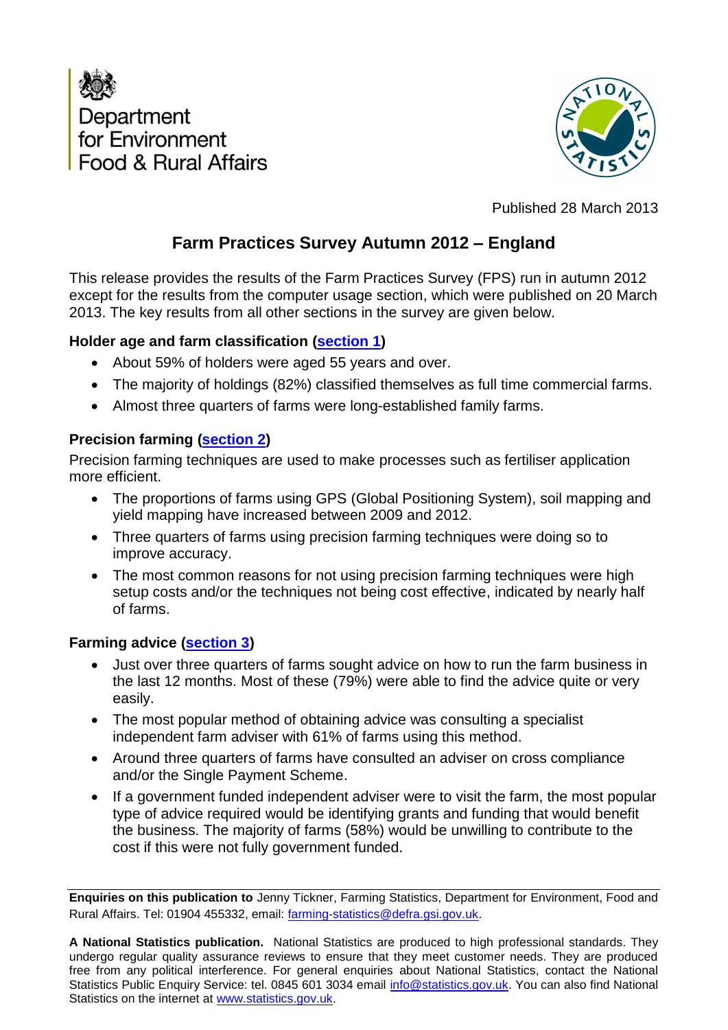Department for Environment Food & Rural Affairs

Published 28 March 2013

# Farm Practices Survey Autumn 2012 – England

This release provides the results of the Farm Practices Survey (FPS) run in autumn 2012 except for the results from the computer usage section, which were published on 20 March 2013. The key results from all other sections in the survey are given below.

### Holder age and farm classification (section 1)

- About 59% of holders were aged 55 years and over.
- The majority of holdings (82%) classified themselves as full time commercial farms.
- Almost three quarters of farms were long-established family farms.

### Precision farming (section 2)

Precision farming techniques are used to make processes such as fertiliser application more efficient.

- The proportions of farms using GPS (Global Positioning System), soil mapping and yield mapping have increased between 2009 and 2012.
- Three quarters of farms using precision farming techniques were doing so to improve accuracy.
- The most common reasons for not using precision farming techniques were high setup costs and/or the techniques not being cost effective, indicated by nearly half of farms.

### Farming advice (section 3)

- Just over three quarters of farms sought advice on how to run the farm business in the last 12 months. Most of these (79%) were able to find the advice quite or very easily.
- The most popular method of obtaining advice was consulting a specialist independent farm adviser with 61% of farms using this method.
- Around three quarters of farms have consulted an adviser on cross compliance and/or the Single Payment Scheme.
- If a government funded independent adviser were to visit the farm, the most popular type of advice required would be identifying grants and funding that would benefit the business. The majority of farms (58%) would be unwilling to contribute to the cost if this were not fully government funded.

---

**Enquiries on this publication to** Jenny Tickner, Farming Statistics, Department for Environment, Food and Rural Affairs. Tel: 01904 455332, email: farming-statistics@defra.gsi.gov.uk.

**A National Statistics publication.** National Statistics are produced to high professional standards. They undergo regular quality assurance reviews to ensure that they meet customer needs. They are produced free from any political interference. For general enquiries about National Statistics, contact the National Statistics Public Enquiry Service: tel. 0845 601 3034 email info@statistics.gov.uk. You can also find National Statistics on the internet at www.statistics.gov.uk.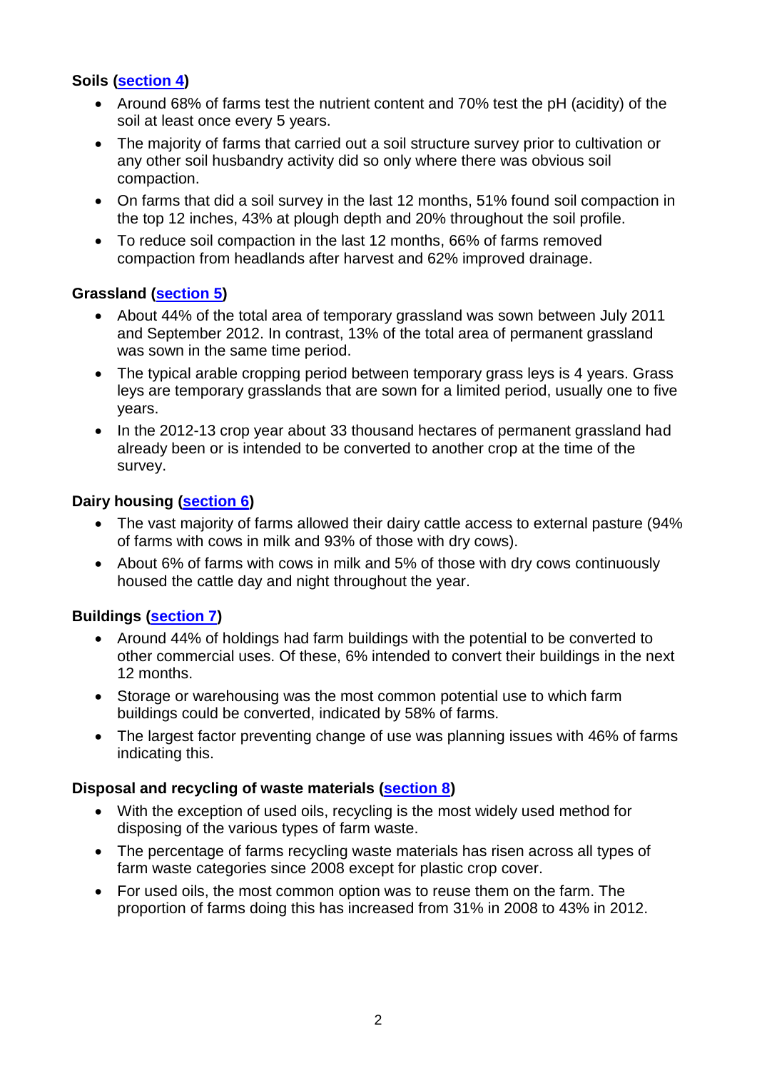**Soils (section 4)**

- Around 68% of farms test the nutrient content and 70% test the pH (acidity) of the soil at least once every 5 years.
- The majority of farms that carried out a soil structure survey prior to cultivation or any other soil husbandry activity did so only where there was obvious soil compaction.
- On farms that did a soil survey in the last 12 months, 51% found soil compaction in the top 12 inches, 43% at plough depth and 20% throughout the soil profile.
- To reduce soil compaction in the last 12 months, 66% of farms removed compaction from headlands after harvest and 62% improved drainage.

**Grassland (section 5)**

- About 44% of the total area of temporary grassland was sown between July 2011 and September 2012. In contrast, 13% of the total area of permanent grassland was sown in the same time period.
- The typical arable cropping period between temporary grass leys is 4 years. Grass leys are temporary grasslands that are sown for a limited period, usually one to five years.
- In the 2012-13 crop year about 33 thousand hectares of permanent grassland had already been or is intended to be converted to another crop at the time of the survey.

**Dairy housing (section 6)**

- The vast majority of farms allowed their dairy cattle access to external pasture (94% of farms with cows in milk and 93% of those with dry cows).
- About 6% of farms with cows in milk and 5% of those with dry cows continuously housed the cattle day and night throughout the year.

**Buildings (section 7)**

- Around 44% of holdings had farm buildings with the potential to be converted to other commercial uses. Of these, 6% intended to convert their buildings in the next 12 months.
- Storage or warehousing was the most common potential use to which farm buildings could be converted, indicated by 58% of farms.
- The largest factor preventing change of use was planning issues with 46% of farms indicating this.

**Disposal and recycling of waste materials (section 8)**

- With the exception of used oils, recycling is the most widely used method for disposing of the various types of farm waste.
- The percentage of farms recycling waste materials has risen across all types of farm waste categories since 2008 except for plastic crop cover.
- For used oils, the most common option was to reuse them on the farm. The proportion of farms doing this has increased from 31% in 2008 to 43% in 2012.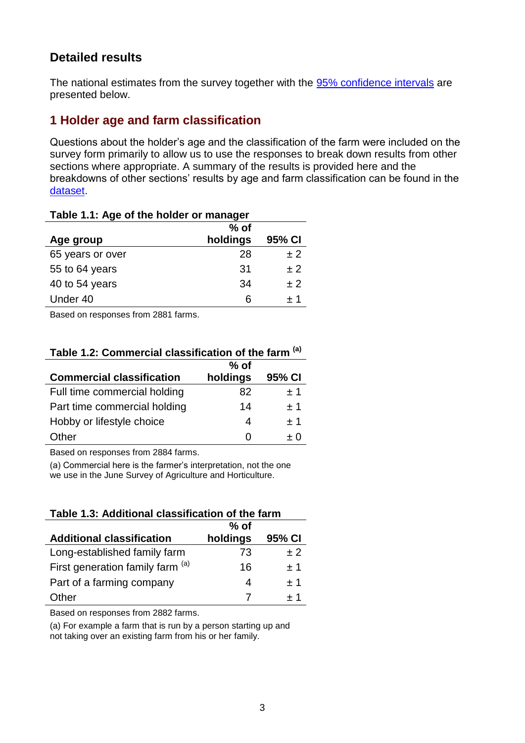## Detailed results

The national estimates from the survey together with the 95% confidence intervals are presented below.

## 1 Holder age and farm classification

Questions about the holder's age and the classification of the farm were included on the survey form primarily to allow us to use the responses to break down results from other sections where appropriate. A summary of the results is provided here and the breakdowns of other sections' results by age and farm classification can be found in the dataset.

**Table 1.1: Age of the holder or manager**

| Age group | % of holdings | 95% CI |
|---|---|---|
| 65 years or over | 28 | ± 2 |
| 55 to 64 years | 31 | ± 2 |
| 40 to 54 years | 34 | ± 2 |
| Under 40 | 6 | ± 1 |

Based on responses from 2881 farms.

**Table 1.2: Commercial classification of the farm [(a)]**

| Commercial classification | % of holdings | 95% CI |
|---|---|---|
| Full time commercial holding | 82 | ± 1 |
| Part time commercial holding | 14 | ± 1 |
| Hobby or lifestyle choice | 4 | ± 1 |
| Other | 0 | ± 0 |

Based on responses from 2884 farms.

(a) Commercial here is the farmer's interpretation, not the one we use in the June Survey of Agriculture and Horticulture.

**Table 1.3: Additional classification of the farm**

| Additional classification | % of holdings | 95% CI |
|---|---|---|
| Long-established family farm | 73 | ± 2 |
| First generation family farm [(a)] | 16 | ± 1 |
| Part of a farming company | 4 | ± 1 |
| Other | 7 | ± 1 |

Based on responses from 2882 farms.

(a) For example a farm that is run by a person starting up and not taking over an existing farm from his or her family.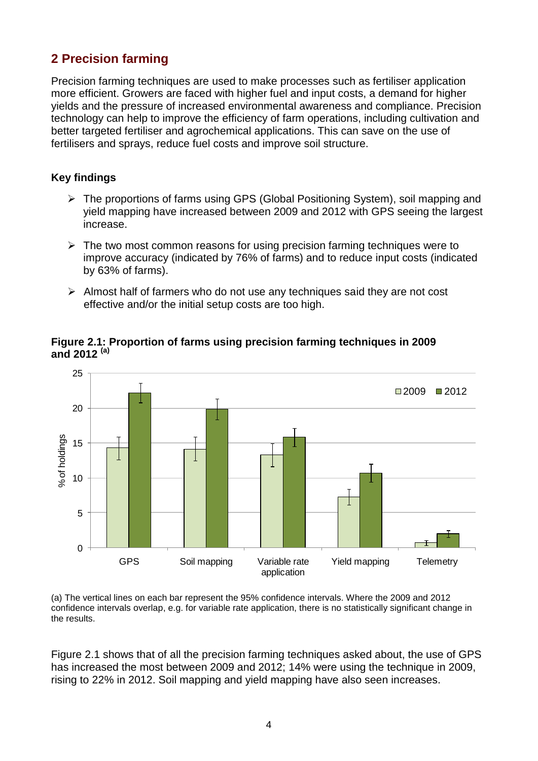## 2 Precision farming

Precision farming techniques are used to make processes such as fertiliser application more efficient. Growers are faced with higher fuel and input costs, a demand for higher yields and the pressure of increased environmental awareness and compliance. Precision technology can help to improve the efficiency of farm operations, including cultivation and better targeted fertiliser and agrochemical applications. This can save on the use of fertilisers and sprays, reduce fuel costs and improve soil structure.

### Key findings

- The proportions of farms using GPS (Global Positioning System), soil mapping and yield mapping have increased between 2009 and 2012 with GPS seeing the largest increase.
- The two most common reasons for using precision farming techniques were to improve accuracy (indicated by 76% of farms) and to reduce input costs (indicated by 63% of farms).
- Almost half of farmers who do not use any techniques said they are not cost effective and/or the initial setup costs are too high.

**Figure 2.1: Proportion of farms using precision farming techniques in 2009 and 2012 [(a)]**

(a) The vertical lines on each bar represent the 95% confidence intervals. Where the 2009 and 2012 confidence intervals overlap, e.g. for variable rate application, there is no statistically significant change in the results.

Figure 2.1 shows that of all the precision farming techniques asked about, the use of GPS has increased the most between 2009 and 2012; 14% were using the technique in 2009, rising to 22% in 2012. Soil mapping and yield mapping have also seen increases.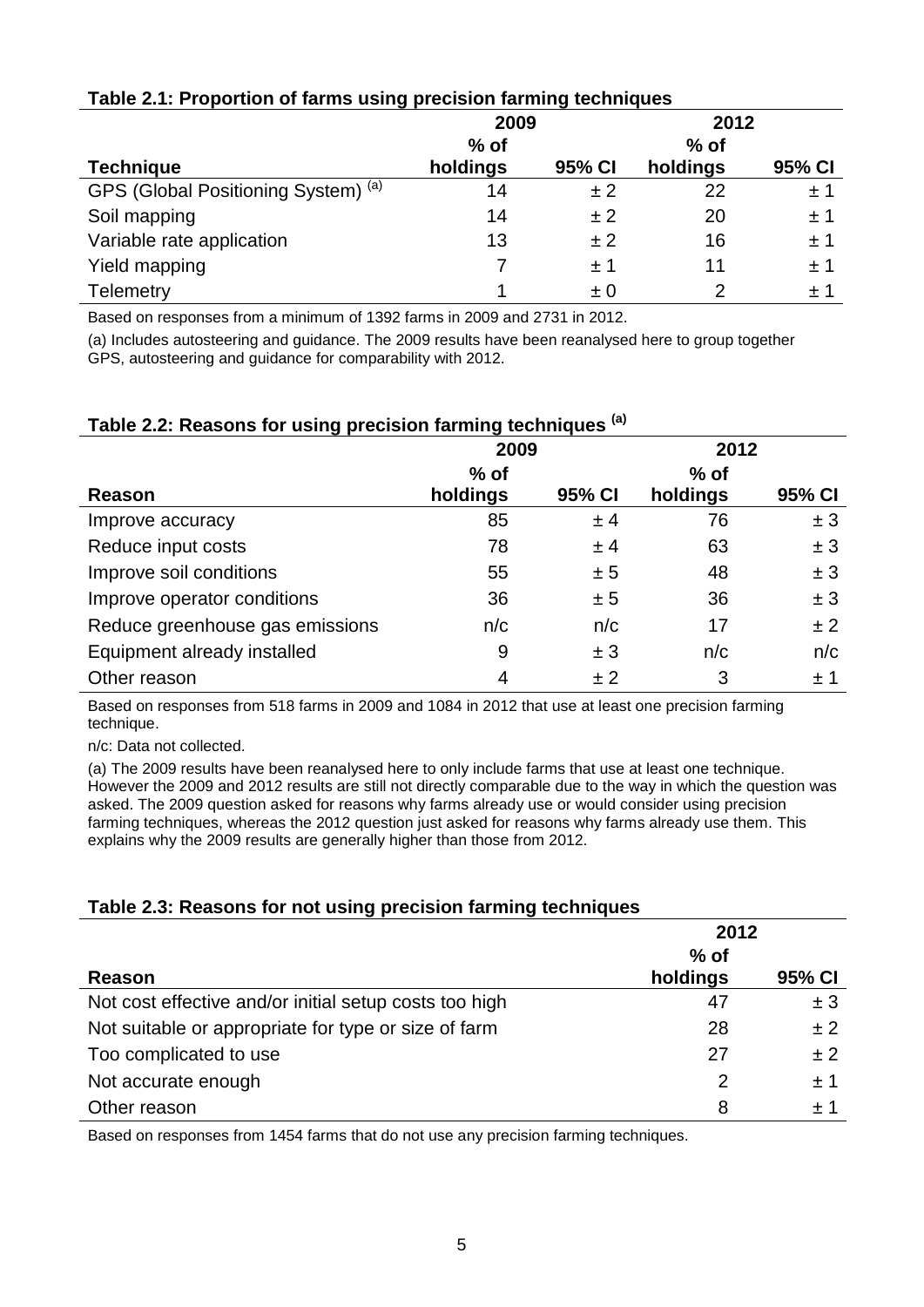**Table 2.1: Proportion of farms using precision farming techniques**

| | 2009 | | 2012 | |
|---|---|---|---|---|
| **Technique** | **% of holdings** | **95% CI** | **% of holdings** | **95% CI** |
| GPS (Global Positioning System) [(a)] | 14 | ± 2 | 22 | ± 1 |
| Soil mapping | 14 | ± 2 | 20 | ± 1 |
| Variable rate application | 13 | ± 2 | 16 | ± 1 |
| Yield mapping | 7 | ± 1 | 11 | ± 1 |
| Telemetry | 1 | ± 0 | 2 | ± 1 |

Based on responses from a minimum of 1392 farms in 2009 and 2731 in 2012.

(a) Includes autosteering and guidance. The 2009 results have been reanalysed here to group together GPS, autosteering and guidance for comparability with 2012.

**Table 2.2: Reasons for using precision farming techniques [(a)]**

| | 2009 | | 2012 | |
|---|---|---|---|---|
| **Reason** | **% of holdings** | **95% CI** | **% of holdings** | **95% CI** |
| Improve accuracy | 85 | ± 4 | 76 | ± 3 |
| Reduce input costs | 78 | ± 4 | 63 | ± 3 |
| Improve soil conditions | 55 | ± 5 | 48 | ± 3 |
| Improve operator conditions | 36 | ± 5 | 36 | ± 3 |
| Reduce greenhouse gas emissions | n/c | n/c | 17 | ± 2 |
| Equipment already installed | 9 | ± 3 | n/c | n/c |
| Other reason | 4 | ± 2 | 3 | ± 1 |

Based on responses from 518 farms in 2009 and 1084 in 2012 that use at least one precision farming technique.

n/c: Data not collected.

(a) The 2009 results have been reanalysed here to only include farms that use at least one technique. However the 2009 and 2012 results are still not directly comparable due to the way in which the question was asked. The 2009 question asked for reasons why farms already use or would consider using precision farming techniques, whereas the 2012 question just asked for reasons why farms already use them. This explains why the 2009 results are generally higher than those from 2012.

**Table 2.3: Reasons for not using precision farming techniques**

| | 2012 | |
|---|---|---|
| **Reason** | **% of holdings** | **95% CI** |
| Not cost effective and/or initial setup costs too high | 47 | ± 3 |
| Not suitable or appropriate for type or size of farm | 28 | ± 2 |
| Too complicated to use | 27 | ± 2 |
| Not accurate enough | 2 | ± 1 |
| Other reason | 8 | ± 1 |

Based on responses from 1454 farms that do not use any precision farming techniques.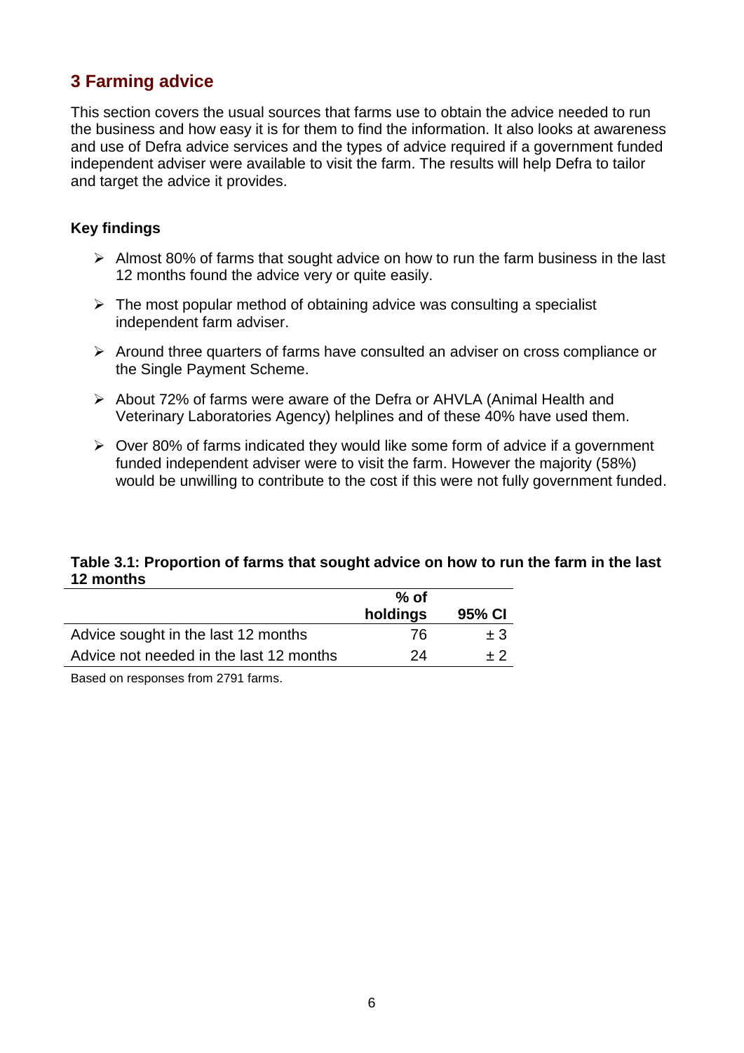## 3 Farming advice

This section covers the usual sources that farms use to obtain the advice needed to run the business and how easy it is for them to find the information. It also looks at awareness and use of Defra advice services and the types of advice required if a government funded independent adviser were available to visit the farm. The results will help Defra to tailor and target the advice it provides.

### Key findings

- Almost 80% of farms that sought advice on how to run the farm business in the last 12 months found the advice very or quite easily.
- The most popular method of obtaining advice was consulting a specialist independent farm adviser.
- Around three quarters of farms have consulted an adviser on cross compliance or the Single Payment Scheme.
- About 72% of farms were aware of the Defra or AHVLA (Animal Health and Veterinary Laboratories Agency) helplines and of these 40% have used them.
- Over 80% of farms indicated they would like some form of advice if a government funded independent adviser were to visit the farm. However the majority (58%) would be unwilling to contribute to the cost if this were not fully government funded.

**Table 3.1: Proportion of farms that sought advice on how to run the farm in the last 12 months**

| | % of holdings | 95% CI |
|---|---|---|
| Advice sought in the last 12 months | 76 | ± 3 |
| Advice not needed in the last 12 months | 24 | ± 2 |

Based on responses from 2791 farms.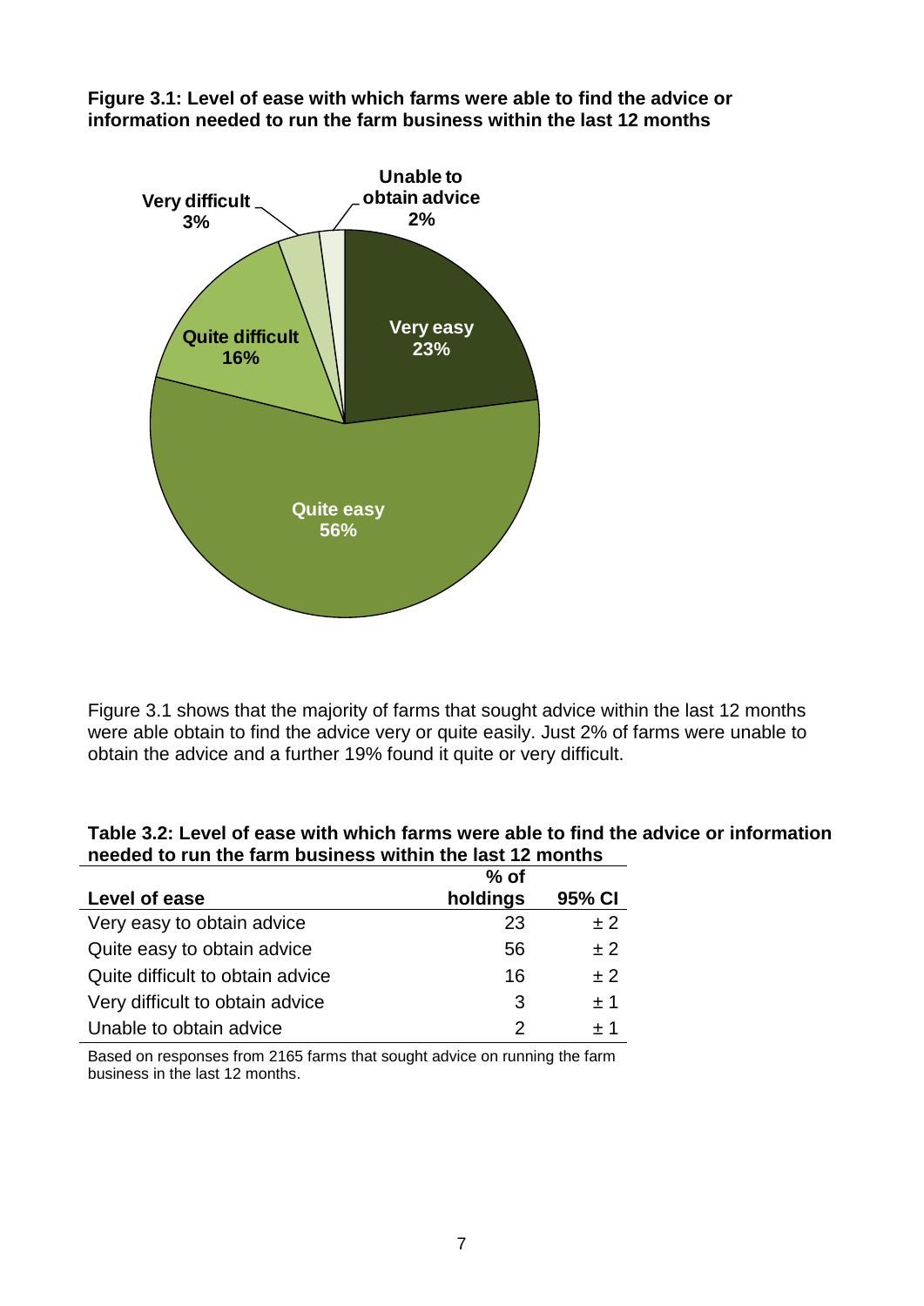**Figure 3.1: Level of ease with which farms were able to find the advice or information needed to run the farm business within the last 12 months**

Figure 3.1 shows that the majority of farms that sought advice within the last 12 months were able obtain to find the advice very or quite easily. Just 2% of farms were unable to obtain the advice and a further 19% found it quite or very difficult.

**Table 3.2: Level of ease with which farms were able to find the advice or information needed to run the farm business within the last 12 months**

| Level of ease | % of holdings | 95% CI |
|---|---|---|
| Very easy to obtain advice | 23 | ± 2 |
| Quite easy to obtain advice | 56 | ± 2 |
| Quite difficult to obtain advice | 16 | ± 2 |
| Very difficult to obtain advice | 3 | ± 1 |
| Unable to obtain advice | 2 | ± 1 |

Based on responses from 2165 farms that sought advice on running the farm business in the last 12 months.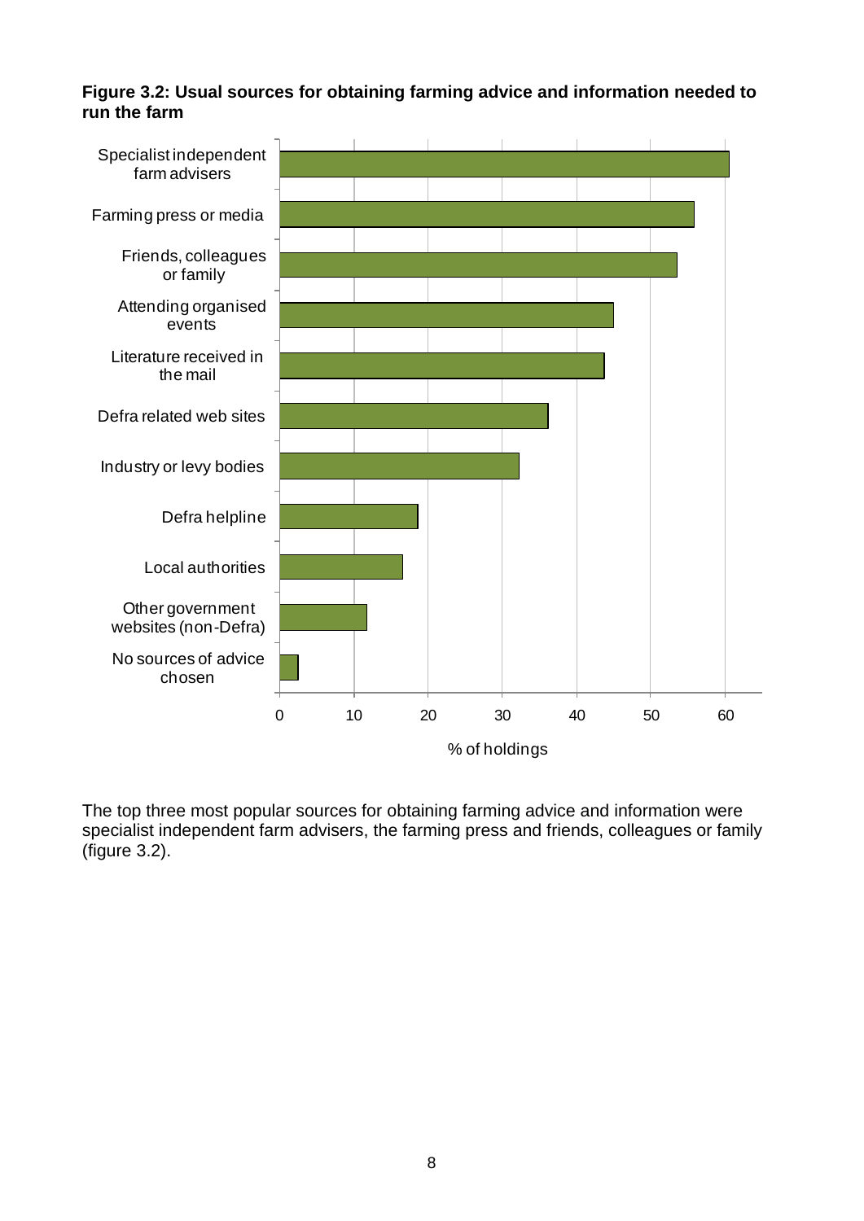**Figure 3.2: Usual sources for obtaining farming advice and information needed to run the farm**

The top three most popular sources for obtaining farming advice and information were specialist independent farm advisers, the farming press and friends, colleagues or family (figure 3.2).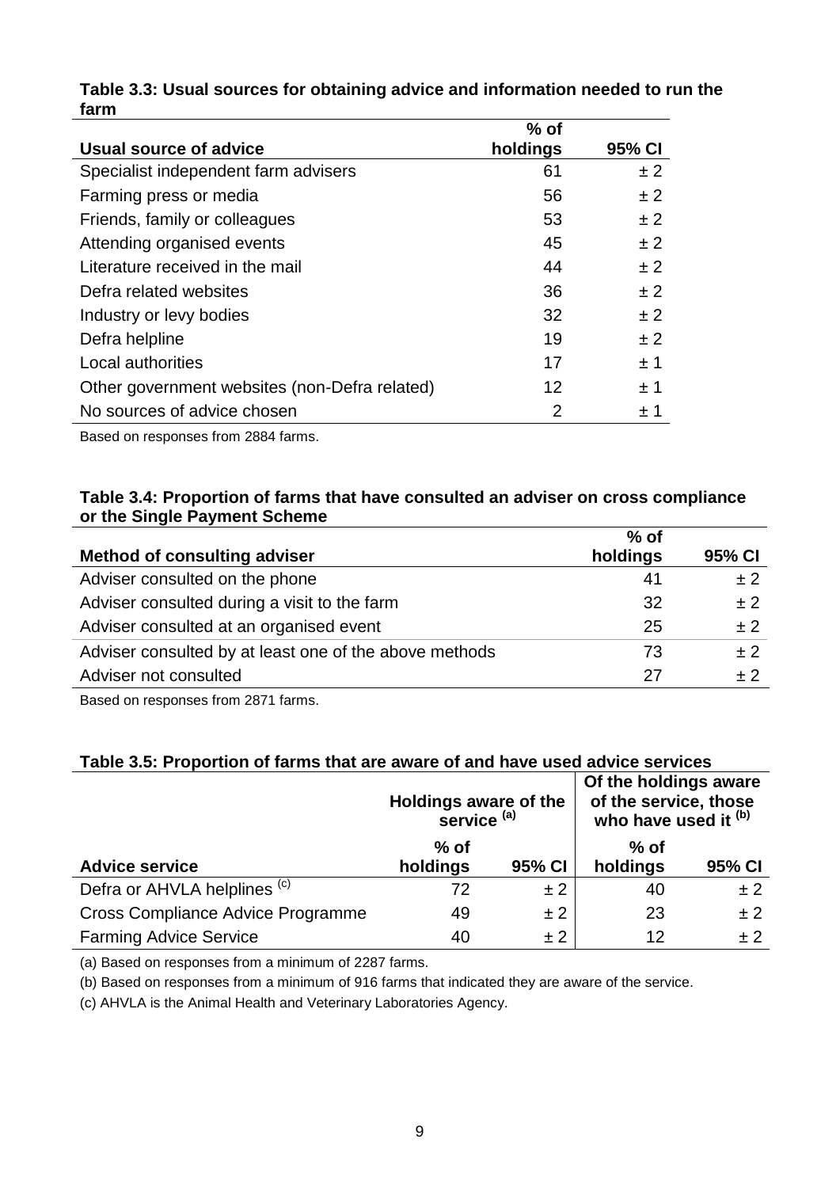**Table 3.3: Usual sources for obtaining advice and information needed to run the farm**

| Usual source of advice | % of holdings | 95% CI |
|---|---|---|
| Specialist independent farm advisers | 61 | ± 2 |
| Farming press or media | 56 | ± 2 |
| Friends, family or colleagues | 53 | ± 2 |
| Attending organised events | 45 | ± 2 |
| Literature received in the mail | 44 | ± 2 |
| Defra related websites | 36 | ± 2 |
| Industry or levy bodies | 32 | ± 2 |
| Defra helpline | 19 | ± 2 |
| Local authorities | 17 | ± 1 |
| Other government websites (non-Defra related) | 12 | ± 1 |
| No sources of advice chosen | 2 | ± 1 |

Based on responses from 2884 farms.

**Table 3.4: Proportion of farms that have consulted an adviser on cross compliance or the Single Payment Scheme**

| Method of consulting adviser | % of holdings | 95% CI |
|---|---|---|
| Adviser consulted on the phone | 41 | ± 2 |
| Adviser consulted during a visit to the farm | 32 | ± 2 |
| Adviser consulted at an organised event | 25 | ± 2 |
| Adviser consulted by at least one of the above methods | 73 | ± 2 |
| Adviser not consulted | 27 | ± 2 |

Based on responses from 2871 farms.

**Table 3.5: Proportion of farms that are aware of and have used advice services**

| | Holdings aware of the service [(a)] | | Of the holdings aware of the service, those who have used it [(b)] | |
|---|---|---|---|---|
| **Advice service** | **% of holdings** | **95% CI** | **% of holdings** | **95% CI** |
| Defra or AHVLA helplines [(c)] | 72 | ± 2 | 40 | ± 2 |
| Cross Compliance Advice Programme | 49 | ± 2 | 23 | ± 2 |
| Farming Advice Service | 40 | ± 2 | 12 | ± 2 |

(a) Based on responses from a minimum of 2287 farms.

(b) Based on responses from a minimum of 916 farms that indicated they are aware of the service.

(c) AHVLA is the Animal Health and Veterinary Laboratories Agency.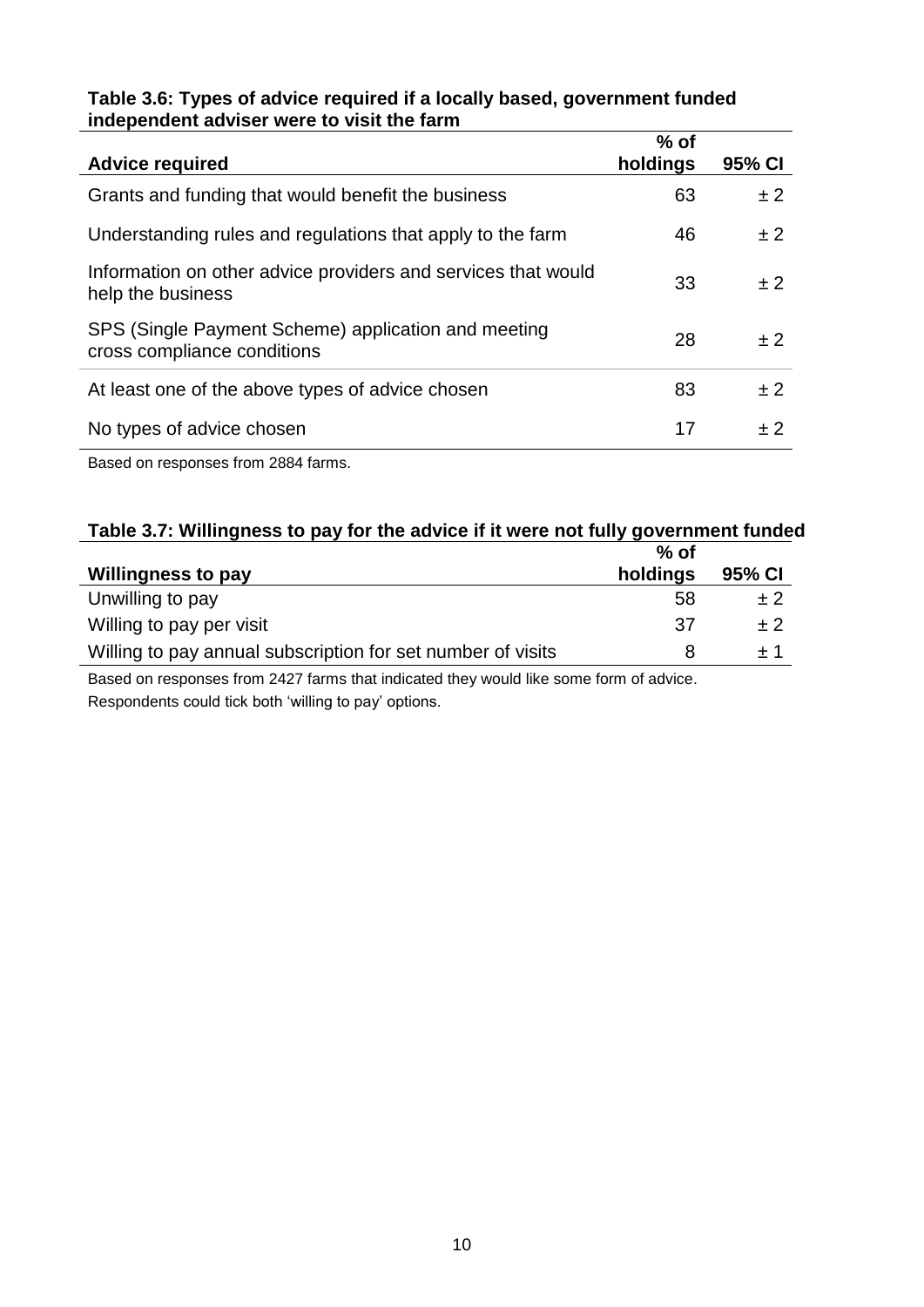**Table 3.6: Types of advice required if a locally based, government funded independent adviser were to visit the farm**

| Advice required | % of holdings | 95% CI |
|---|---|---|
| Grants and funding that would benefit the business | 63 | ± 2 |
| Understanding rules and regulations that apply to the farm | 46 | ± 2 |
| Information on other advice providers and services that would help the business | 33 | ± 2 |
| SPS (Single Payment Scheme) application and meeting cross compliance conditions | 28 | ± 2 |
| At least one of the above types of advice chosen | 83 | ± 2 |
| No types of advice chosen | 17 | ± 2 |

Based on responses from 2884 farms.

**Table 3.7: Willingness to pay for the advice if it were not fully government funded**

| Willingness to pay | % of holdings | 95% CI |
|---|---|---|
| Unwilling to pay | 58 | ± 2 |
| Willing to pay per visit | 37 | ± 2 |
| Willing to pay annual subscription for set number of visits | 8 | ± 1 |

Based on responses from 2427 farms that indicated they would like some form of advice.
Respondents could tick both 'willing to pay' options.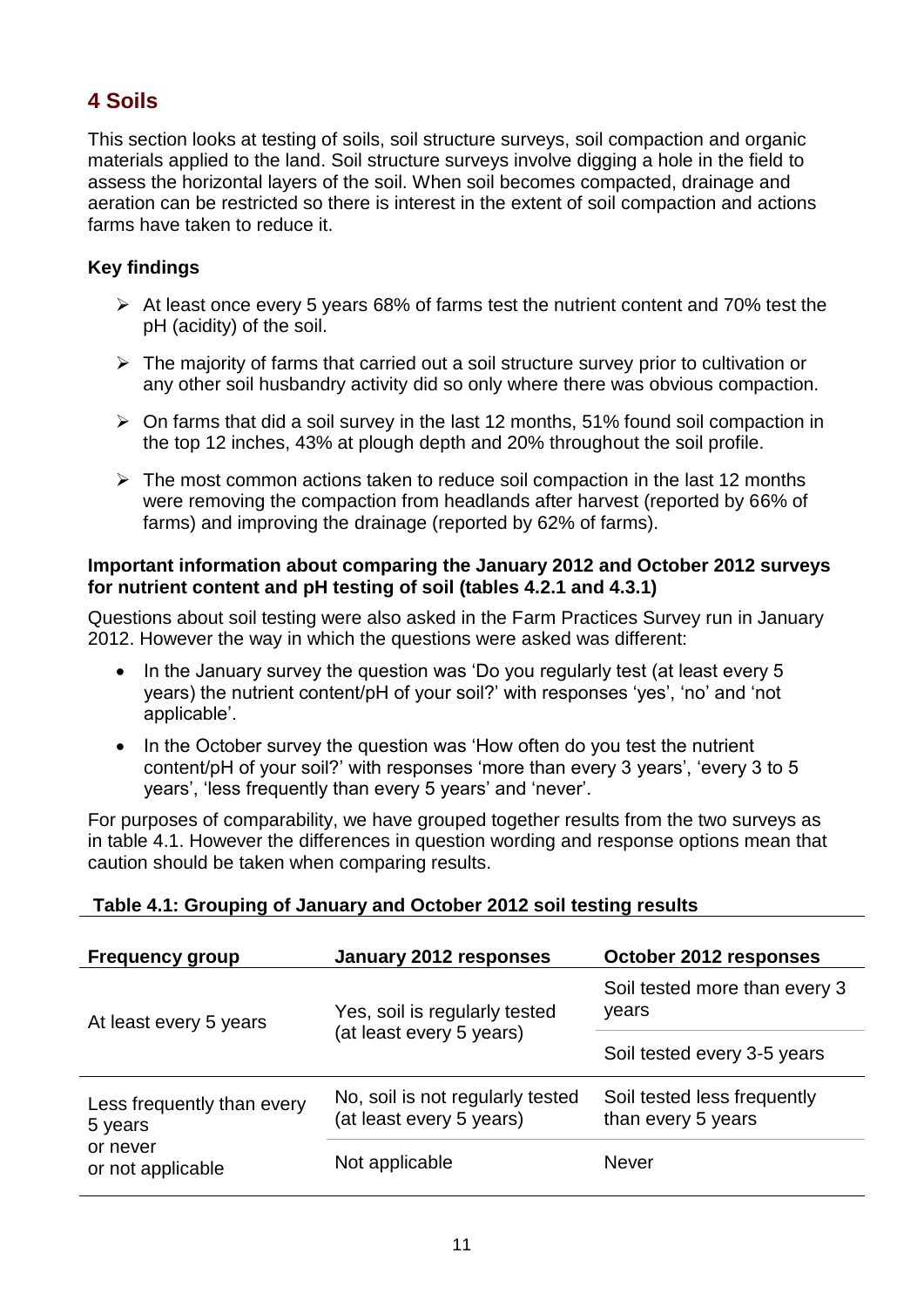## 4 Soils

This section looks at testing of soils, soil structure surveys, soil compaction and organic materials applied to the land. Soil structure surveys involve digging a hole in the field to assess the horizontal layers of the soil. When soil becomes compacted, drainage and aeration can be restricted so there is interest in the extent of soil compaction and actions farms have taken to reduce it.

### Key findings

- At least once every 5 years 68% of farms test the nutrient content and 70% test the pH (acidity) of the soil.
- The majority of farms that carried out a soil structure survey prior to cultivation or any other soil husbandry activity did so only where there was obvious compaction.
- On farms that did a soil survey in the last 12 months, 51% found soil compaction in the top 12 inches, 43% at plough depth and 20% throughout the soil profile.
- The most common actions taken to reduce soil compaction in the last 12 months were removing the compaction from headlands after harvest (reported by 66% of farms) and improving the drainage (reported by 62% of farms).

**Important information about comparing the January 2012 and October 2012 surveys for nutrient content and pH testing of soil (tables 4.2.1 and 4.3.1)**

Questions about soil testing were also asked in the Farm Practices Survey run in January 2012. However the way in which the questions were asked was different:

- In the January survey the question was 'Do you regularly test (at least every 5 years) the nutrient content/pH of your soil?' with responses 'yes', 'no' and 'not applicable'.
- In the October survey the question was 'How often do you test the nutrient content/pH of your soil?' with responses 'more than every 3 years', 'every 3 to 5 years', 'less frequently than every 5 years' and 'never'.

For purposes of comparability, we have grouped together results from the two surveys as in table 4.1. However the differences in question wording and response options mean that caution should be taken when comparing results.

**Table 4.1: Grouping of January and October 2012 soil testing results**

| Frequency group | January 2012 responses | October 2012 responses |
|---|---|---|
| At least every 5 years | Yes, soil is regularly tested (at least every 5 years) | Soil tested more than every 3 years |
| | | Soil tested every 3-5 years |
| Less frequently than every 5 years or never or not applicable | No, soil is not regularly tested (at least every 5 years) | Soil tested less frequently than every 5 years |
| | Not applicable | Never |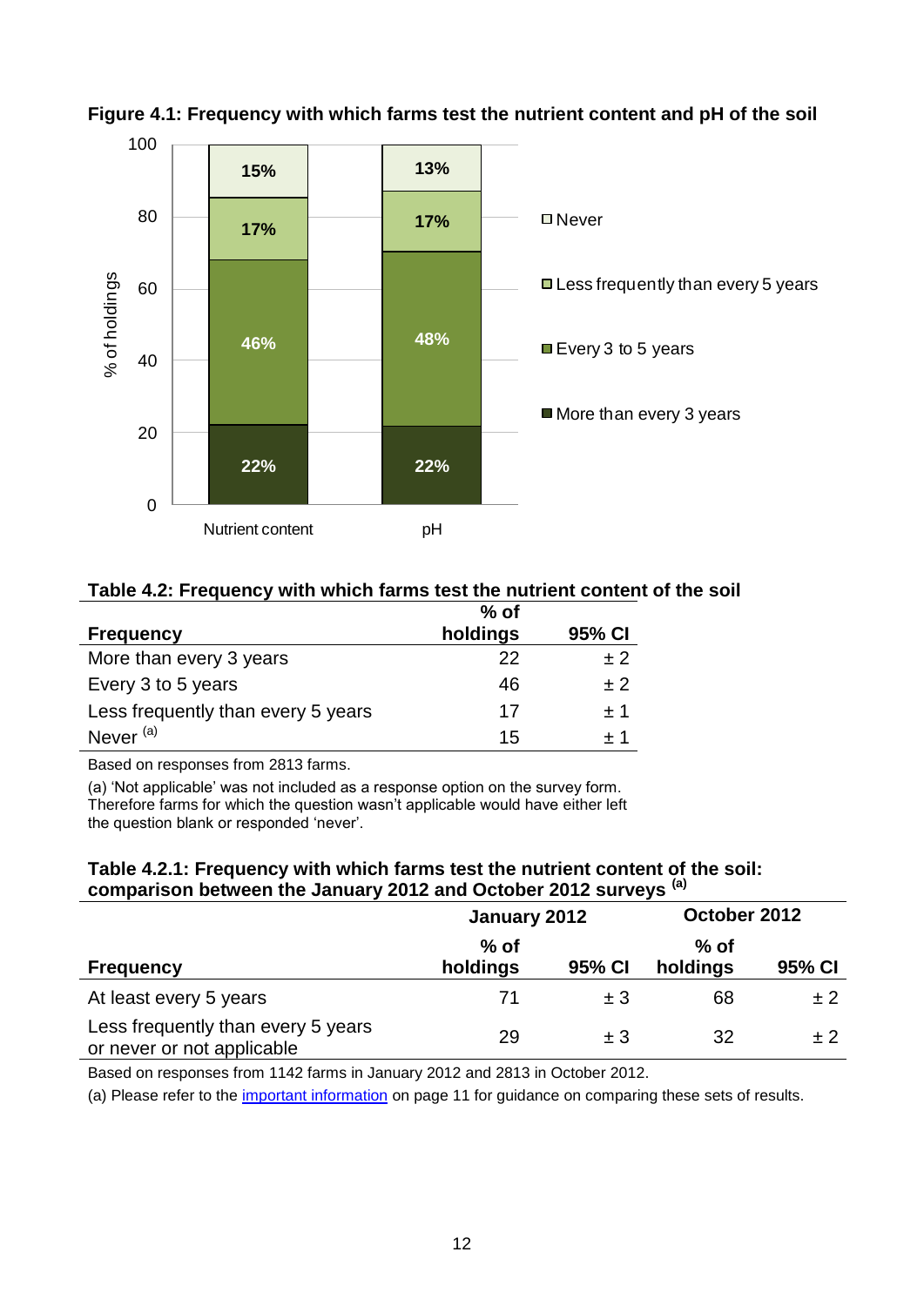**Figure 4.1: Frequency with which farms test the nutrient content and pH of the soil**

| % of holdings | Nutrient content | pH |
|---|---|---|
| More than every 3 years | 22% | 22% |
| Every 3 to 5 years | 46% | 48% |
| Less frequently than every 5 years | 17% | 17% |
| Never | 15% | 13% |

**Table 4.2: Frequency with which farms test the nutrient content of the soil**

| Frequency | % of holdings | 95% CI |
|---|---|---|
| More than every 3 years | 22 | ± 2 |
| Every 3 to 5 years | 46 | ± 2 |
| Less frequently than every 5 years | 17 | ± 1 |
| Never [(a)] | 15 | ± 1 |

Based on responses from 2813 farms.

(a) 'Not applicable' was not included as a response option on the survey form. Therefore farms for which the question wasn't applicable would have either left the question blank or responded 'never'.

**Table 4.2.1: Frequency with which farms test the nutrient content of the soil: comparison between the January 2012 and October 2012 surveys [(a)]**

| | January 2012 | | October 2012 | |
|---|---|---|---|---|
| Frequency | % of holdings | 95% CI | % of holdings | 95% CI |
| At least every 5 years | 71 | ± 3 | 68 | ± 2 |
| Less frequently than every 5 years or never or not applicable | 29 | ± 3 | 32 | ± 2 |

Based on responses from 1142 farms in January 2012 and 2813 in October 2012.

(a) Please refer to the important information on page 11 for guidance on comparing these sets of results.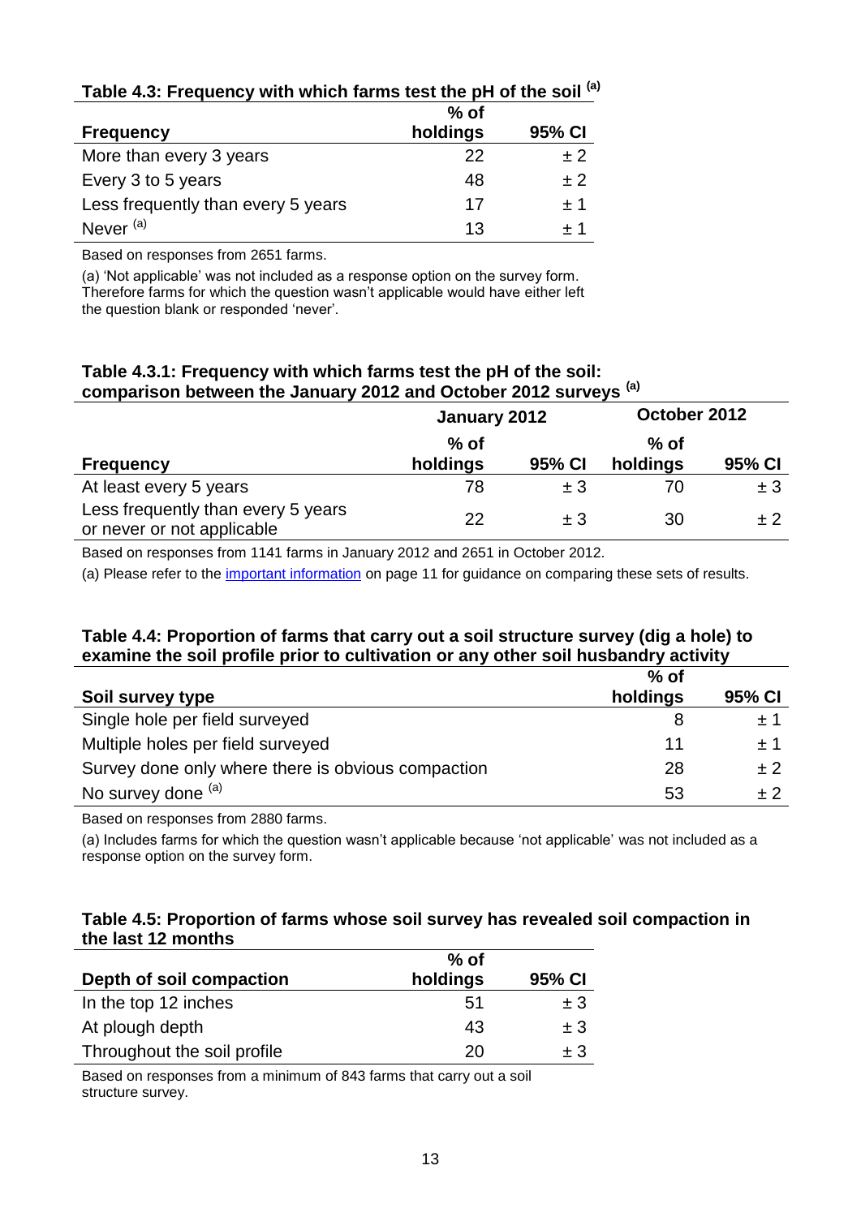**Table 4.3: Frequency with which farms test the pH of the soil [(a)]**

| Frequency | % of holdings | 95% CI |
|---|---|---|
| More than every 3 years | 22 | ± 2 |
| Every 3 to 5 years | 48 | ± 2 |
| Less frequently than every 5 years | 17 | ± 1 |
| Never [(a)] | 13 | ± 1 |

Based on responses from 2651 farms.

(a) 'Not applicable' was not included as a response option on the survey form. Therefore farms for which the question wasn't applicable would have either left the question blank or responded 'never'.

**Table 4.3.1: Frequency with which farms test the pH of the soil: comparison between the January 2012 and October 2012 surveys [(a)]**

| | January 2012 | | October 2012 | |
|---|---|---|---|---|
| Frequency | % of holdings | 95% CI | % of holdings | 95% CI |
| At least every 5 years | 78 | ± 3 | 70 | ± 3 |
| Less frequently than every 5 years or never or not applicable | 22 | ± 3 | 30 | ± 2 |

Based on responses from 1141 farms in January 2012 and 2651 in October 2012.

(a) Please refer to the important information on page 11 for guidance on comparing these sets of results.

**Table 4.4: Proportion of farms that carry out a soil structure survey (dig a hole) to examine the soil profile prior to cultivation or any other soil husbandry activity**

| Soil survey type | % of holdings | 95% CI |
|---|---|---|
| Single hole per field surveyed | 8 | ± 1 |
| Multiple holes per field surveyed | 11 | ± 1 |
| Survey done only where there is obvious compaction | 28 | ± 2 |
| No survey done [(a)] | 53 | ± 2 |

Based on responses from 2880 farms.

(a) Includes farms for which the question wasn't applicable because 'not applicable' was not included as a response option on the survey form.

**Table 4.5: Proportion of farms whose soil survey has revealed soil compaction in the last 12 months**

| Depth of soil compaction | % of holdings | 95% CI |
|---|---|---|
| In the top 12 inches | 51 | ± 3 |
| At plough depth | 43 | ± 3 |
| Throughout the soil profile | 20 | ± 3 |

Based on responses from a minimum of 843 farms that carry out a soil structure survey.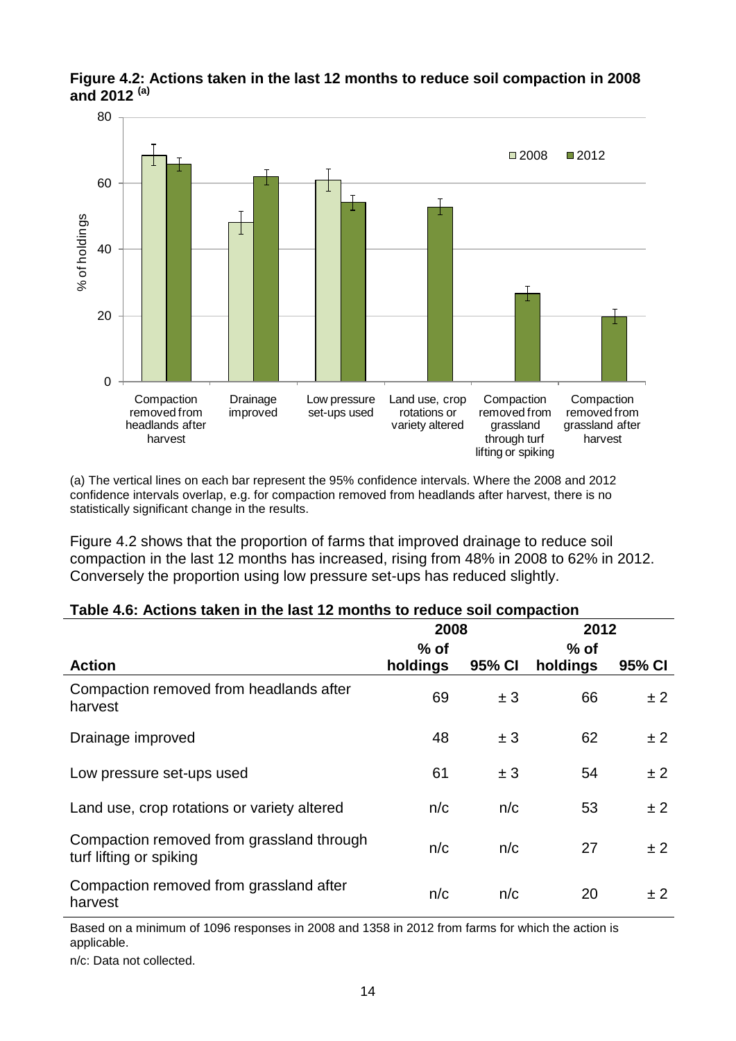**Figure 4.2: Actions taken in the last 12 months to reduce soil compaction in 2008 and 2012 (a)**

(a) The vertical lines on each bar represent the 95% confidence intervals. Where the 2008 and 2012 confidence intervals overlap, e.g. for compaction removed from headlands after harvest, there is no statistically significant change in the results.

Figure 4.2 shows that the proportion of farms that improved drainage to reduce soil compaction in the last 12 months has increased, rising from 48% in 2008 to 62% in 2012. Conversely the proportion using low pressure set-ups has reduced slightly.

**Table 4.6: Actions taken in the last 12 months to reduce soil compaction**

| Action | 2008 % of holdings | 2008 95% CI | 2012 % of holdings | 2012 95% CI |
|---|---|---|---|---|
| Compaction removed from headlands after harvest | 69 | ± 3 | 66 | ± 2 |
| Drainage improved | 48 | ± 3 | 62 | ± 2 |
| Low pressure set-ups used | 61 | ± 3 | 54 | ± 2 |
| Land use, crop rotations or variety altered | n/c | n/c | 53 | ± 2 |
| Compaction removed from grassland through turf lifting or spiking | n/c | n/c | 27 | ± 2 |
| Compaction removed from grassland after harvest | n/c | n/c | 20 | ± 2 |

Based on a minimum of 1096 responses in 2008 and 1358 in 2012 from farms for which the action is applicable.

n/c: Data not collected.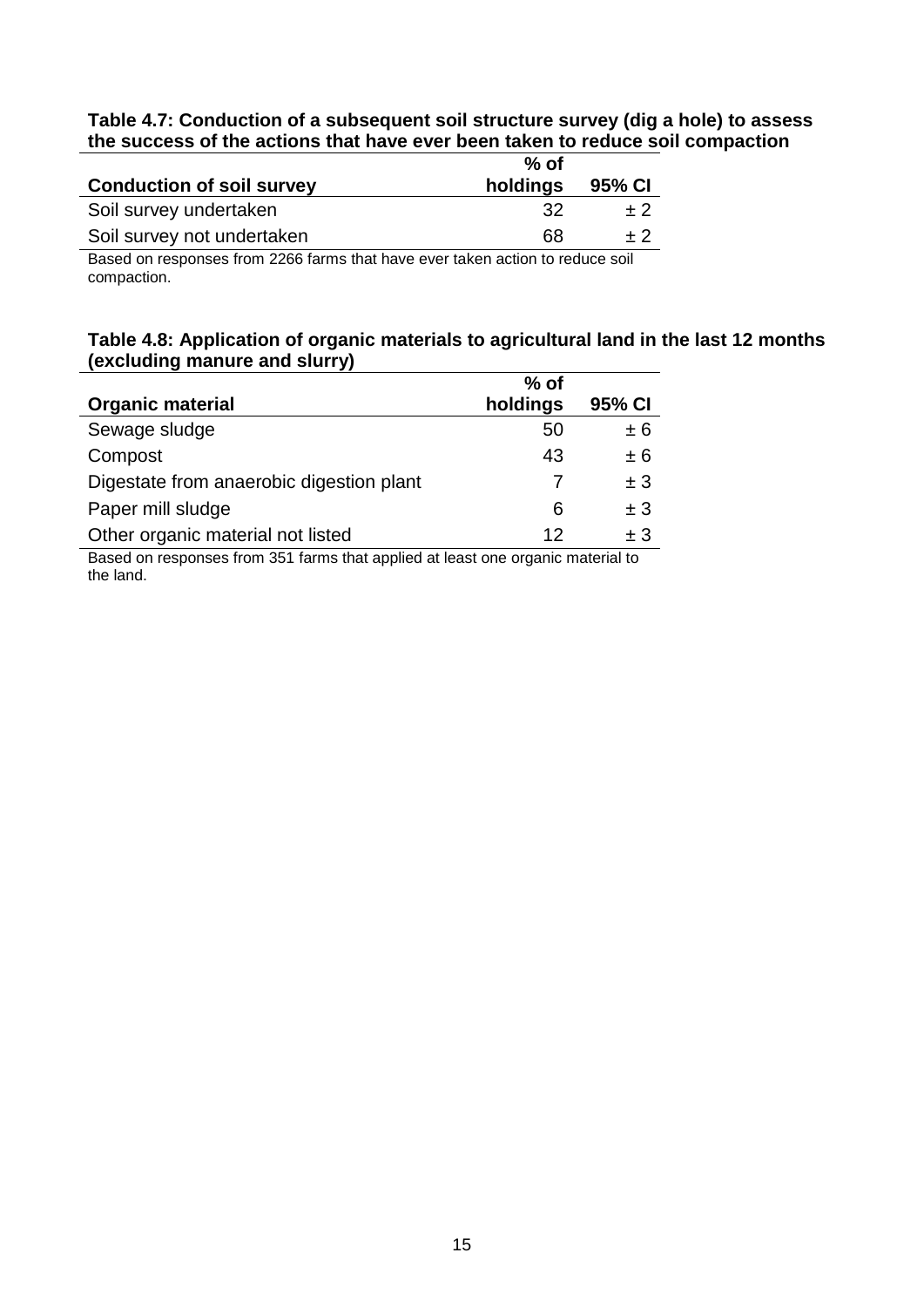**Table 4.7: Conduction of a subsequent soil structure survey (dig a hole) to assess the success of the actions that have ever been taken to reduce soil compaction**

| Conduction of soil survey | % of holdings | 95% CI |
|---|---|---|
| Soil survey undertaken | 32 | ± 2 |
| Soil survey not undertaken | 68 | ± 2 |

Based on responses from 2266 farms that have ever taken action to reduce soil compaction.

**Table 4.8: Application of organic materials to agricultural land in the last 12 months (excluding manure and slurry)**

| Organic material | % of holdings | 95% CI |
|---|---|---|
| Sewage sludge | 50 | ± 6 |
| Compost | 43 | ± 6 |
| Digestate from anaerobic digestion plant | 7 | ± 3 |
| Paper mill sludge | 6 | ± 3 |
| Other organic material not listed | 12 | ± 3 |

Based on responses from 351 farms that applied at least one organic material to the land.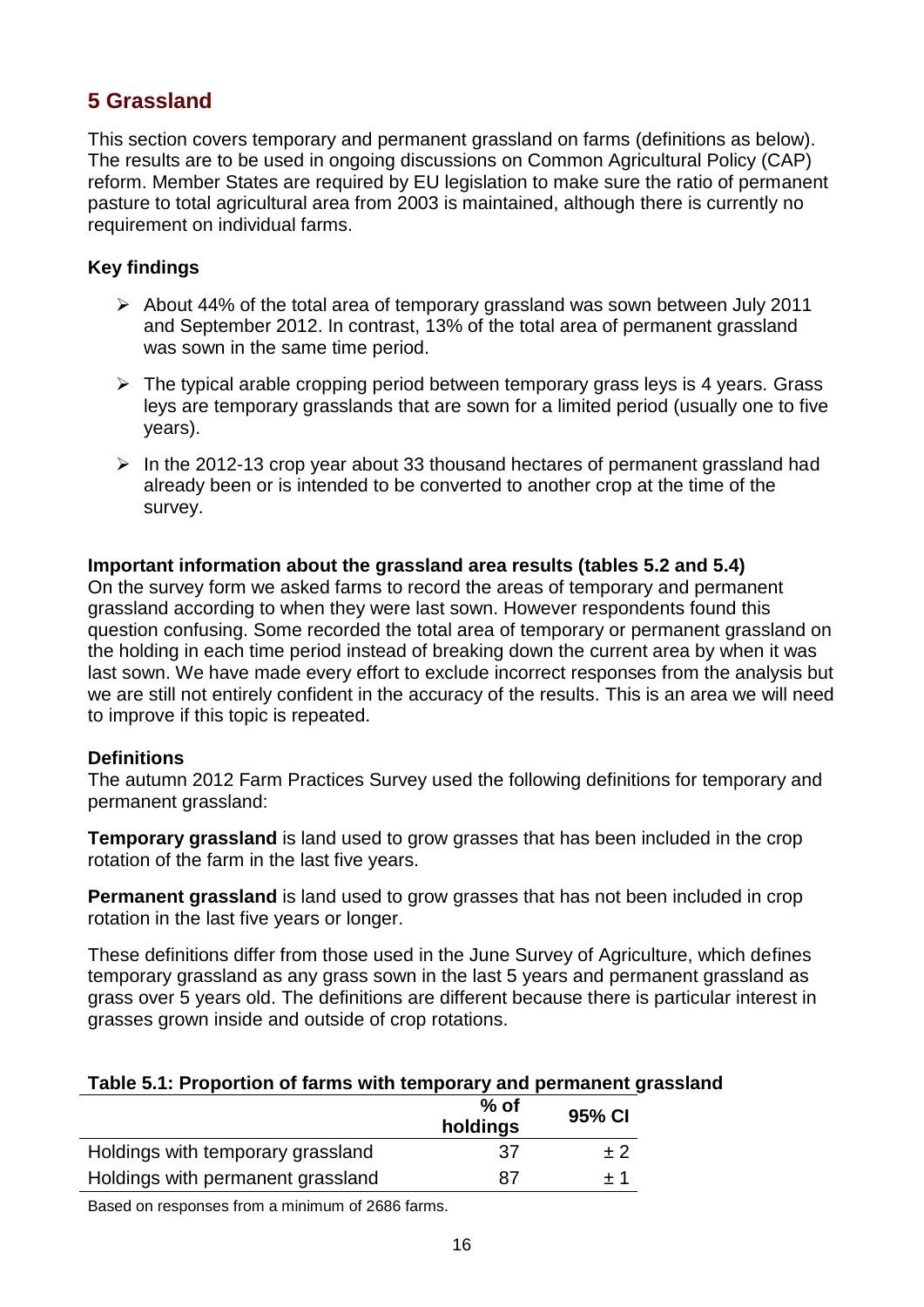## 5 Grassland

This section covers temporary and permanent grassland on farms (definitions as below). The results are to be used in ongoing discussions on Common Agricultural Policy (CAP) reform. Member States are required by EU legislation to make sure the ratio of permanent pasture to total agricultural area from 2003 is maintained, although there is currently no requirement on individual farms.

### Key findings

- About 44% of the total area of temporary grassland was sown between July 2011 and September 2012. In contrast, 13% of the total area of permanent grassland was sown in the same time period.
- The typical arable cropping period between temporary grass leys is 4 years. Grass leys are temporary grasslands that are sown for a limited period (usually one to five years).
- In the 2012-13 crop year about 33 thousand hectares of permanent grassland had already been or is intended to be converted to another crop at the time of the survey.

**Important information about the grassland area results (tables 5.2 and 5.4)**
On the survey form we asked farms to record the areas of temporary and permanent grassland according to when they were last sown. However respondents found this question confusing. Some recorded the total area of temporary or permanent grassland on the holding in each time period instead of breaking down the current area by when it was last sown. We have made every effort to exclude incorrect responses from the analysis but we are still not entirely confident in the accuracy of the results. This is an area we will need to improve if this topic is repeated.

**Definitions**
The autumn 2012 Farm Practices Survey used the following definitions for temporary and permanent grassland:

**Temporary grassland** is land used to grow grasses that has been included in the crop rotation of the farm in the last five years.

**Permanent grassland** is land used to grow grasses that has not been included in crop rotation in the last five years or longer.

These definitions differ from those used in the June Survey of Agriculture, which defines temporary grassland as any grass sown in the last 5 years and permanent grassland as grass over 5 years old. The definitions are different because there is particular interest in grasses grown inside and outside of crop rotations.

**Table 5.1: Proportion of farms with temporary and permanent grassland**

| | % of holdings | 95% CI |
|---|---|---|
| Holdings with temporary grassland | 37 | ± 2 |
| Holdings with permanent grassland | 87 | ± 1 |

Based on responses from a minimum of 2686 farms.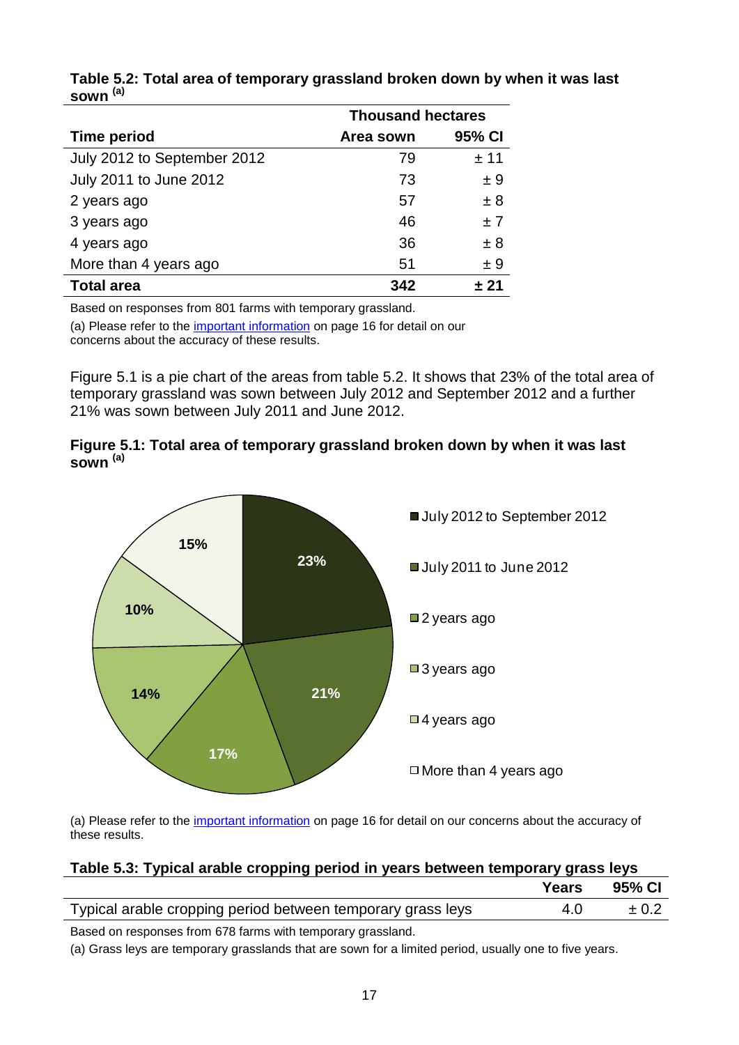**Table 5.2: Total area of temporary grassland broken down by when it was last sown [(a)]**

| | Thousand hectares | |
|---|---|---|
| **Time period** | **Area sown** | **95% CI** |
| July 2012 to September 2012 | 79 | ± 11 |
| July 2011 to June 2012 | 73 | ± 9 |
| 2 years ago | 57 | ± 8 |
| 3 years ago | 46 | ± 7 |
| 4 years ago | 36 | ± 8 |
| More than 4 years ago | 51 | ± 9 |
| **Total area** | **342** | **± 21** |

Based on responses from 801 farms with temporary grassland.

(a) Please refer to the important information on page 16 for detail on our concerns about the accuracy of these results.

Figure 5.1 is a pie chart of the areas from table 5.2. It shows that 23% of the total area of temporary grassland was sown between July 2012 and September 2012 and a further 21% was sown between July 2011 and June 2012.

**Figure 5.1: Total area of temporary grassland broken down by when it was last sown [(a)]**

| Time period | Share of total area |
|---|---|
| July 2012 to September 2012 | 23% |
| July 2011 to June 2012 | 21% |
| 2 years ago | 17% |
| 3 years ago | 14% |
| 4 years ago | 10% |
| More than 4 years ago | 15% |

(a) Please refer to the important information on page 16 for detail on our concerns about the accuracy of these results.

**Table 5.3: Typical arable cropping period in years between temporary grass leys**

| | **Years** | **95% CI** |
|---|---|---|
| Typical arable cropping period between temporary grass leys | 4.0 | ± 0.2 |

Based on responses from 678 farms with temporary grassland.

(a) Grass leys are temporary grasslands that are sown for a limited period, usually one to five years.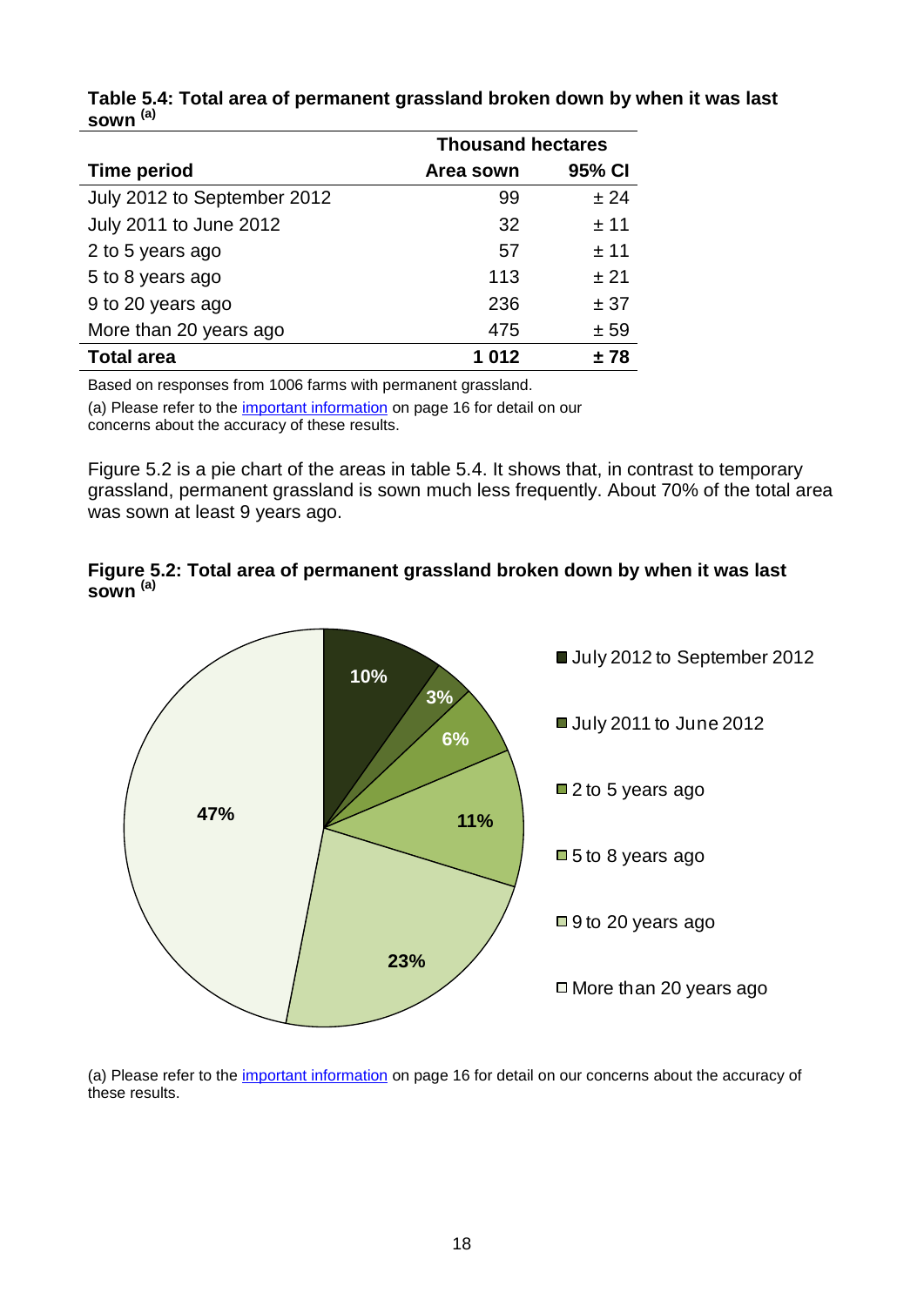**Table 5.4: Total area of permanent grassland broken down by when it was last sown [(a)]**

| | Thousand hectares | |
|---|---|---|
| **Time period** | **Area sown** | **95% CI** |
| July 2012 to September 2012 | 99 | ± 24 |
| July 2011 to June 2012 | 32 | ± 11 |
| 2 to 5 years ago | 57 | ± 11 |
| 5 to 8 years ago | 113 | ± 21 |
| 9 to 20 years ago | 236 | ± 37 |
| More than 20 years ago | 475 | ± 59 |
| **Total area** | **1 012** | **± 78** |

Based on responses from 1006 farms with permanent grassland.

(a) Please refer to the important information on page 16 for detail on our concerns about the accuracy of these results.

Figure 5.2 is a pie chart of the areas in table 5.4. It shows that, in contrast to temporary grassland, permanent grassland is sown much less frequently. About 70% of the total area was sown at least 9 years ago.

**Figure 5.2: Total area of permanent grassland broken down by when it was last sown [(a)]**

| Time period | Share |
|---|---|
| July 2012 to September 2012 | 10% |
| July 2011 to June 2012 | 3% |
| 2 to 5 years ago | 6% |
| 5 to 8 years ago | 11% |
| 9 to 20 years ago | 23% |
| More than 20 years ago | 47% |

(a) Please refer to the important information on page 16 for detail on our concerns about the accuracy of these results.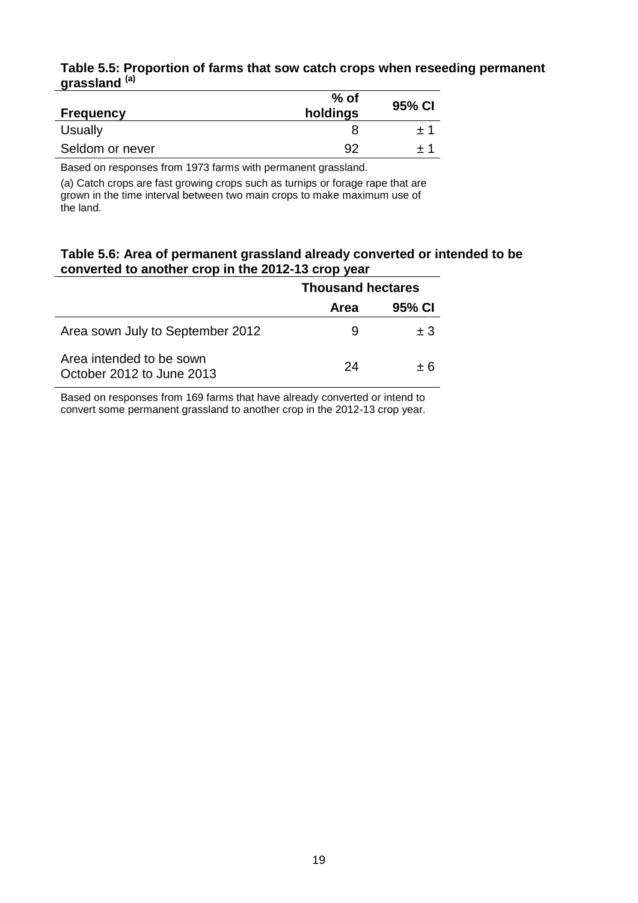**Table 5.5: Proportion of farms that sow catch crops when reseeding permanent grassland [(a)]**

| Frequency | % of holdings | 95% CI |
|---|---|---|
| Usually | 8 | ± 1 |
| Seldom or never | 92 | ± 1 |

Based on responses from 1973 farms with permanent grassland.

(a) Catch crops are fast growing crops such as turnips or forage rape that are grown in the time interval between two main crops to make maximum use of the land.

**Table 5.6: Area of permanent grassland already converted or intended to be converted to another crop in the 2012-13 crop year**

| | Thousand hectares | |
|---|---|---|
| | Area | 95% CI |
| Area sown July to September 2012 | 9 | ± 3 |
| Area intended to be sown October 2012 to June 2013 | 24 | ± 6 |

Based on responses from 169 farms that have already converted or intend to convert some permanent grassland to another crop in the 2012-13 crop year.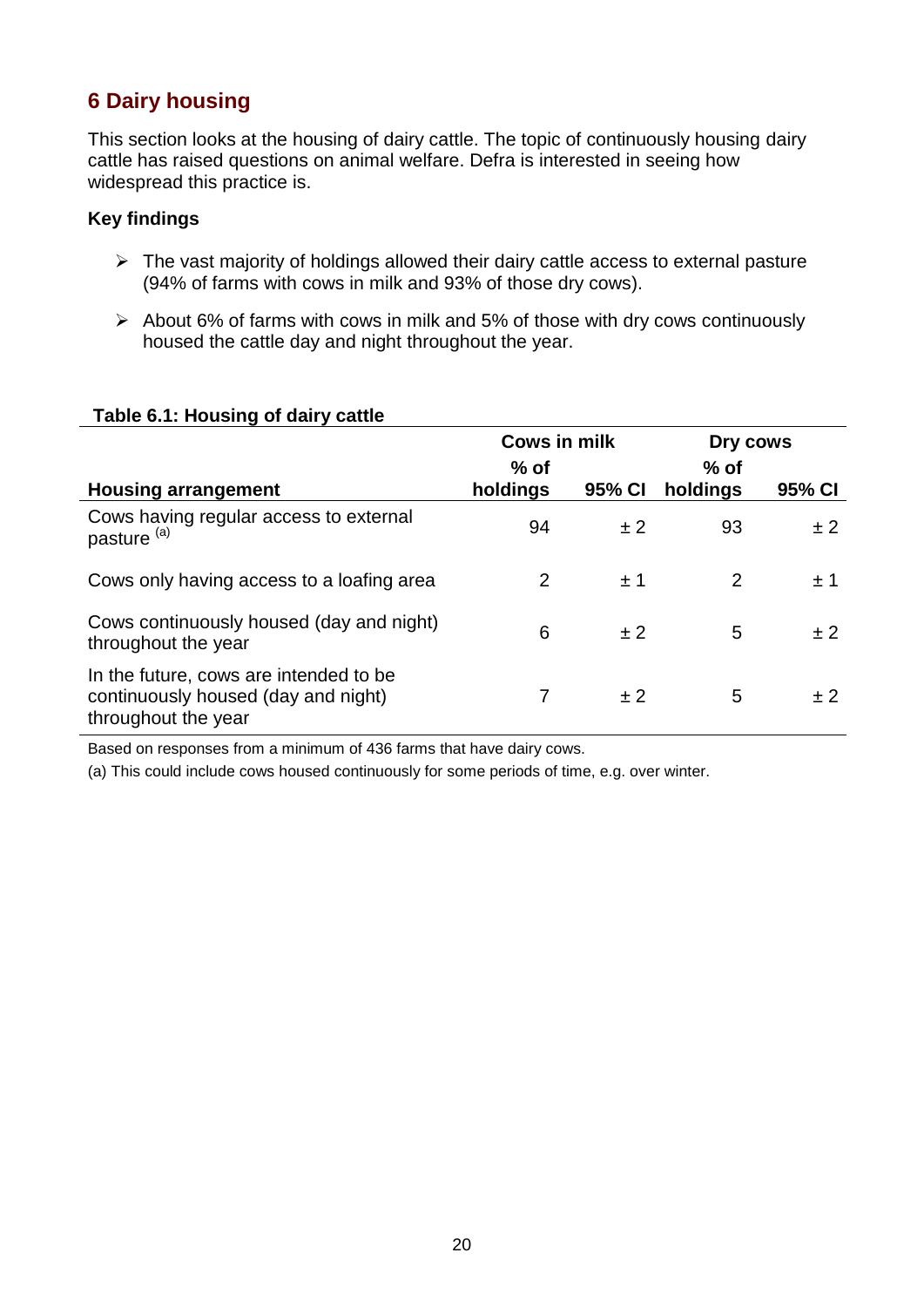## 6 Dairy housing

This section looks at the housing of dairy cattle. The topic of continuously housing dairy cattle has raised questions on animal welfare. Defra is interested in seeing how widespread this practice is.

### Key findings

- The vast majority of holdings allowed their dairy cattle access to external pasture (94% of farms with cows in milk and 93% of those dry cows).
- About 6% of farms with cows in milk and 5% of those with dry cows continuously housed the cattle day and night throughout the year.

**Table 6.1: Housing of dairy cattle**

| | Cows in milk | | Dry cows | |
|---|---|---|---|---|
| **Housing arrangement** | **% of holdings** | **95% CI** | **% of holdings** | **95% CI** |
| Cows having regular access to external pasture [(a)] | 94 | ± 2 | 93 | ± 2 |
| Cows only having access to a loafing area | 2 | ± 1 | 2 | ± 1 |
| Cows continuously housed (day and night) throughout the year | 6 | ± 2 | 5 | ± 2 |
| In the future, cows are intended to be continuously housed (day and night) throughout the year | 7 | ± 2 | 5 | ± 2 |

Based on responses from a minimum of 436 farms that have dairy cows.

(a) This could include cows housed continuously for some periods of time, e.g. over winter.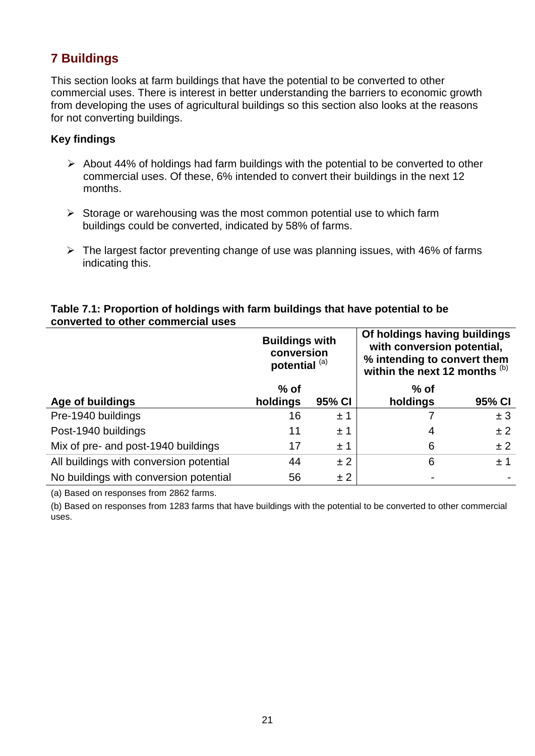## 7 Buildings

This section looks at farm buildings that have the potential to be converted to other commercial uses. There is interest in better understanding the barriers to economic growth from developing the uses of agricultural buildings so this section also looks at the reasons for not converting buildings.

**Key findings**

- About 44% of holdings had farm buildings with the potential to be converted to other commercial uses. Of these, 6% intended to convert their buildings in the next 12 months.
- Storage or warehousing was the most common potential use to which farm buildings could be converted, indicated by 58% of farms.
- The largest factor preventing change of use was planning issues, with 46% of farms indicating this.

**Table 7.1: Proportion of holdings with farm buildings that have potential to be converted to other commercial uses**

| | Buildings with conversion potential [(a)] | | Of holdings having buildings with conversion potential, % intending to convert them within the next 12 months [(b)] | |
|---|---|---|---|---|
| **Age of buildings** | **% of holdings** | **95% CI** | **% of holdings** | **95% CI** |
| Pre-1940 buildings | 16 | ± 1 | 7 | ± 3 |
| Post-1940 buildings | 11 | ± 1 | 4 | ± 2 |
| Mix of pre- and post-1940 buildings | 17 | ± 1 | 6 | ± 2 |
| All buildings with conversion potential | 44 | ± 2 | 6 | ± 1 |
| No buildings with conversion potential | 56 | ± 2 | - | - |

(a) Based on responses from 2862 farms.

(b) Based on responses from 1283 farms that have buildings with the potential to be converted to other commercial uses.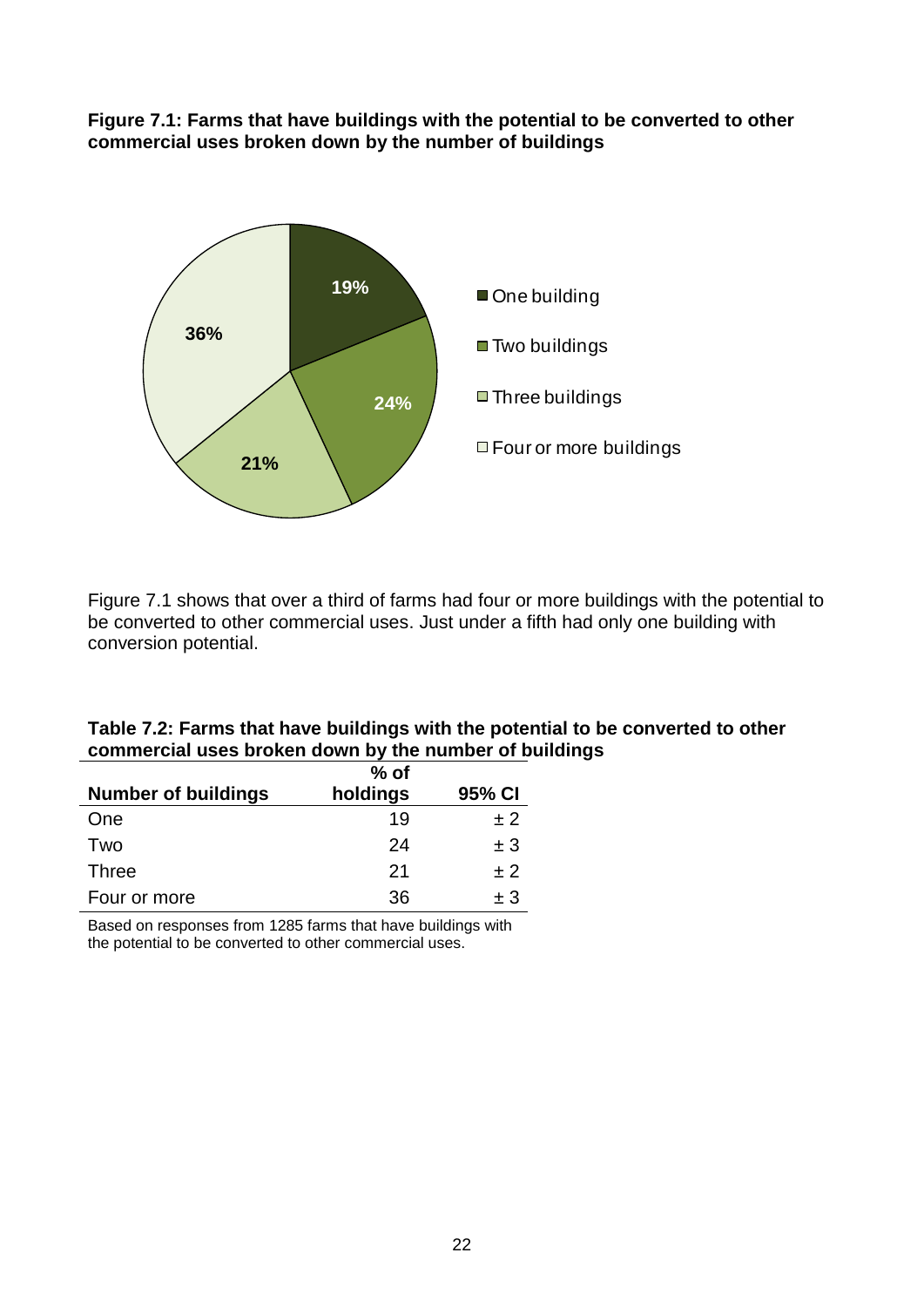**Figure 7.1: Farms that have buildings with the potential to be converted to other commercial uses broken down by the number of buildings**

Figure 7.1 shows that over a third of farms had four or more buildings with the potential to be converted to other commercial uses. Just under a fifth had only one building with conversion potential.

**Table 7.2: Farms that have buildings with the potential to be converted to other commercial uses broken down by the number of buildings**

| Number of buildings | % of holdings | 95% CI |
|---|---|---|
| One | 19 | ± 2 |
| Two | 24 | ± 3 |
| Three | 21 | ± 2 |
| Four or more | 36 | ± 3 |

Based on responses from 1285 farms that have buildings with the potential to be converted to other commercial uses.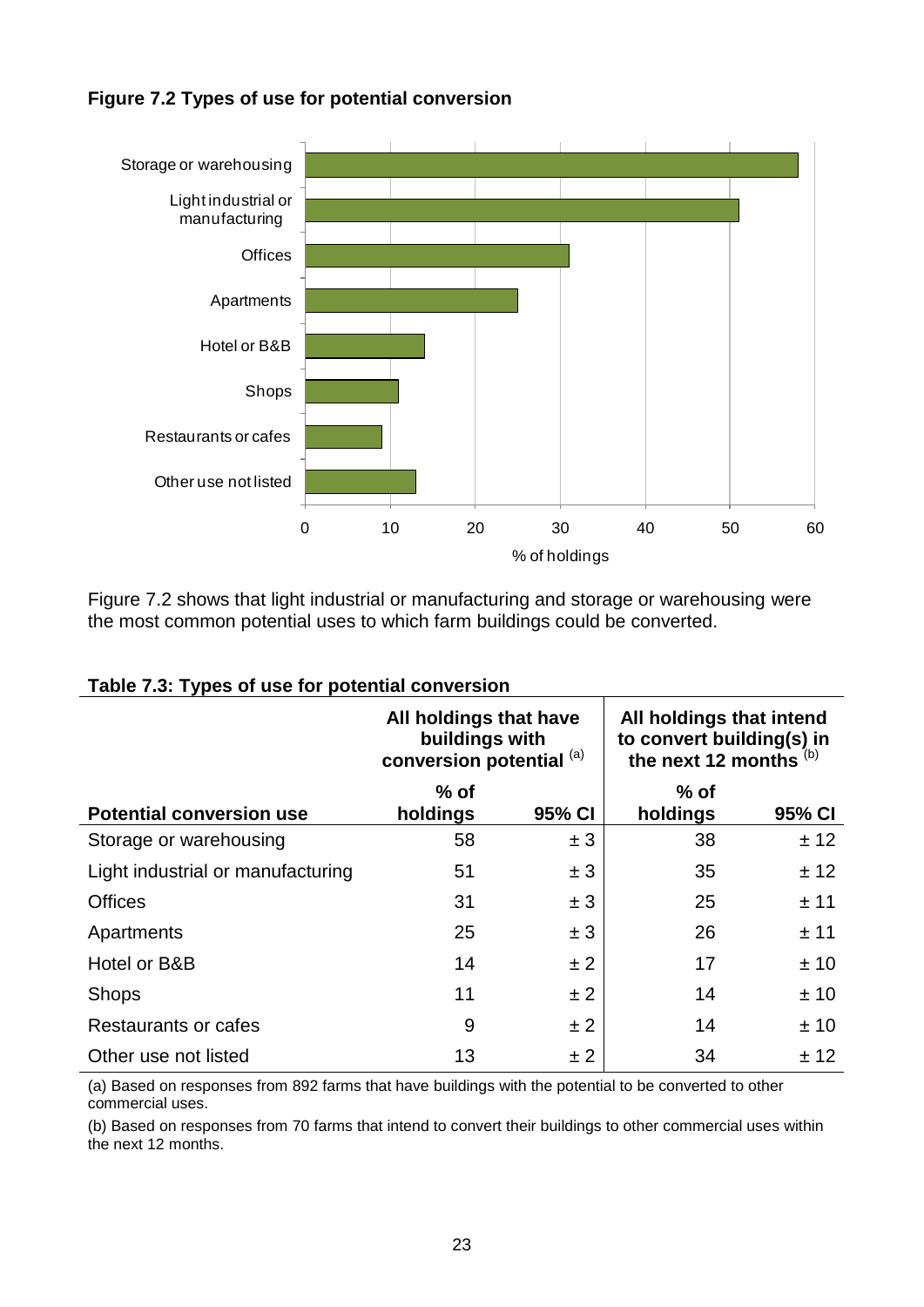**Figure 7.2 Types of use for potential conversion**

Figure 7.2 shows that light industrial or manufacturing and storage or warehousing were the most common potential uses to which farm buildings could be converted.

**Table 7.3: Types of use for potential conversion**

| | All holdings that have buildings with conversion potential [(a)] | | All holdings that intend to convert building(s) in the next 12 months [(b)] | |
|---|---|---|---|---|
| **Potential conversion use** | **% of holdings** | **95% CI** | **% of holdings** | **95% CI** |
| Storage or warehousing | 58 | ± 3 | 38 | ± 12 |
| Light industrial or manufacturing | 51 | ± 3 | 35 | ± 12 |
| Offices | 31 | ± 3 | 25 | ± 11 |
| Apartments | 25 | ± 3 | 26 | ± 11 |
| Hotel or B&B | 14 | ± 2 | 17 | ± 10 |
| Shops | 11 | ± 2 | 14 | ± 10 |
| Restaurants or cafes | 9 | ± 2 | 14 | ± 10 |
| Other use not listed | 13 | ± 2 | 34 | ± 12 |

(a) Based on responses from 892 farms that have buildings with the potential to be converted to other commercial uses.

(b) Based on responses from 70 farms that intend to convert their buildings to other commercial uses within the next 12 months.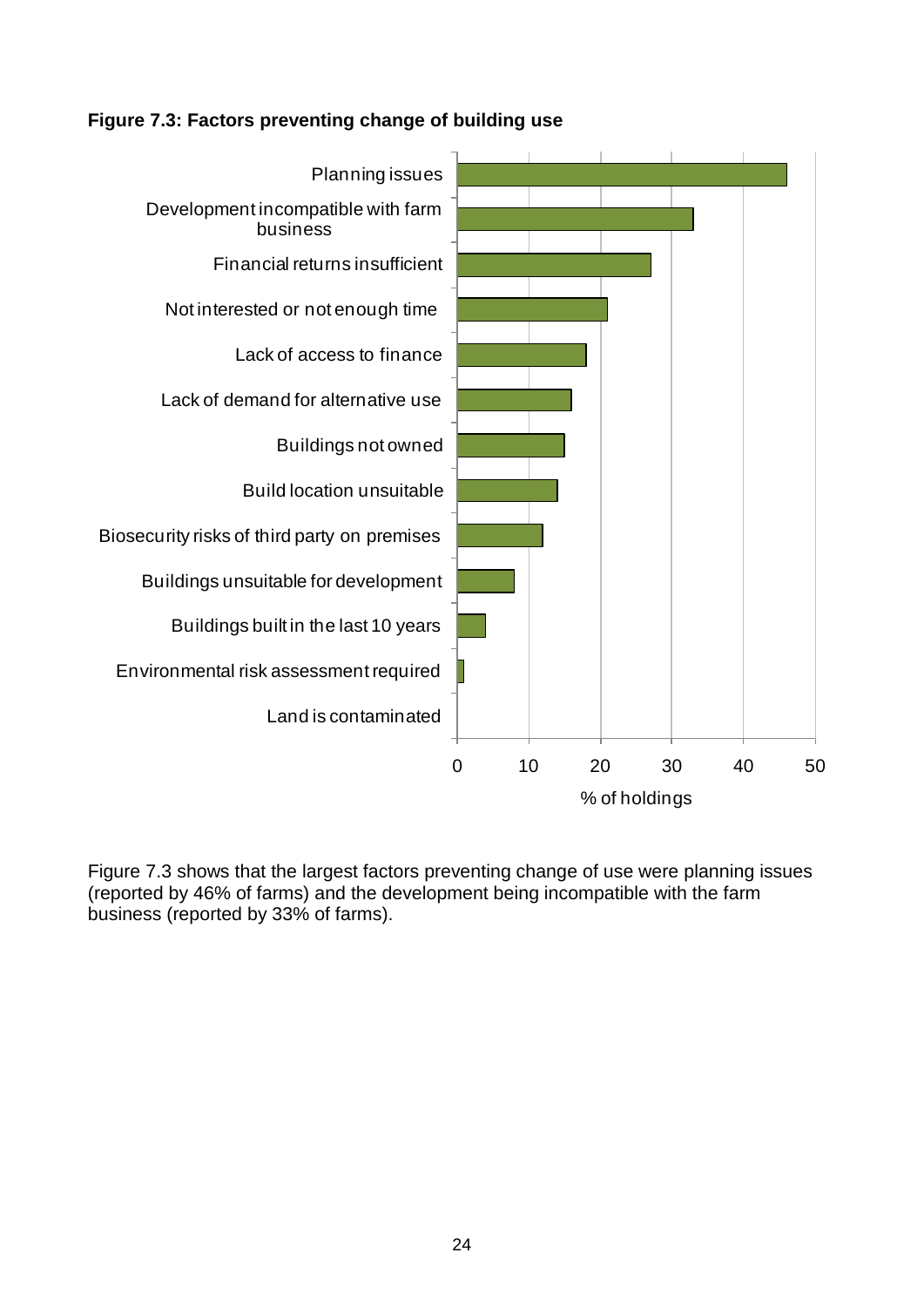**Figure 7.3: Factors preventing change of building use**

Figure 7.3 shows that the largest factors preventing change of use were planning issues (reported by 46% of farms) and the development being incompatible with the farm business (reported by 33% of farms).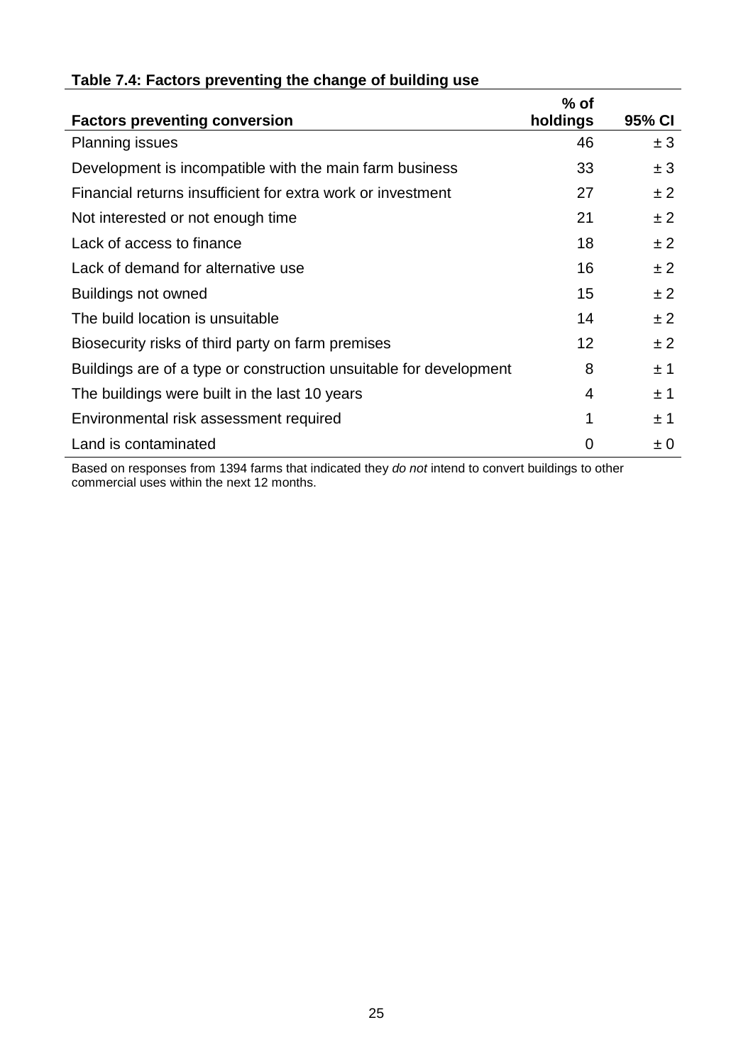**Table 7.4: Factors preventing the change of building use**

| Factors preventing conversion | % of holdings | 95% CI |
|---|---|---|
| Planning issues | 46 | ± 3 |
| Development is incompatible with the main farm business | 33 | ± 3 |
| Financial returns insufficient for extra work or investment | 27 | ± 2 |
| Not interested or not enough time | 21 | ± 2 |
| Lack of access to finance | 18 | ± 2 |
| Lack of demand for alternative use | 16 | ± 2 |
| Buildings not owned | 15 | ± 2 |
| The build location is unsuitable | 14 | ± 2 |
| Biosecurity risks of third party on farm premises | 12 | ± 2 |
| Buildings are of a type or construction unsuitable for development | 8 | ± 1 |
| The buildings were built in the last 10 years | 4 | ± 1 |
| Environmental risk assessment required | 1 | ± 1 |
| Land is contaminated | 0 | ± 0 |

Based on responses from 1394 farms that indicated they *do not* intend to convert buildings to other commercial uses within the next 12 months.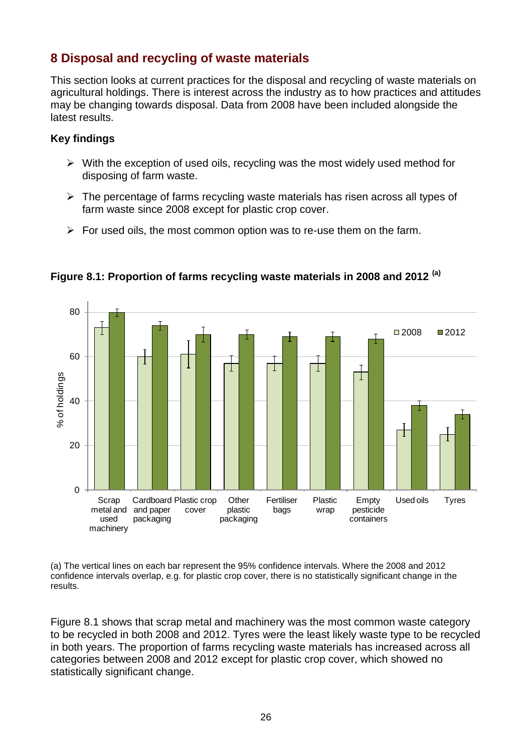## 8 Disposal and recycling of waste materials

This section looks at current practices for the disposal and recycling of waste materials on agricultural holdings. There is interest across the industry as to how practices and attitudes may be changing towards disposal. Data from 2008 have been included alongside the latest results.

**Key findings**

- With the exception of used oils, recycling was the most widely used method for disposing of farm waste.
- The percentage of farms recycling waste materials has risen across all types of farm waste since 2008 except for plastic crop cover.
- For used oils, the most common option was to re-use them on the farm.

**Figure 8.1: Proportion of farms recycling waste materials in 2008 and 2012 [(a)]**

(a) The vertical lines on each bar represent the 95% confidence intervals. Where the 2008 and 2012 confidence intervals overlap, e.g. for plastic crop cover, there is no statistically significant change in the results.

Figure 8.1 shows that scrap metal and machinery was the most common waste category to be recycled in both 2008 and 2012. Tyres were the least likely waste type to be recycled in both years. The proportion of farms recycling waste materials has increased across all categories between 2008 and 2012 except for plastic crop cover, which showed no statistically significant change.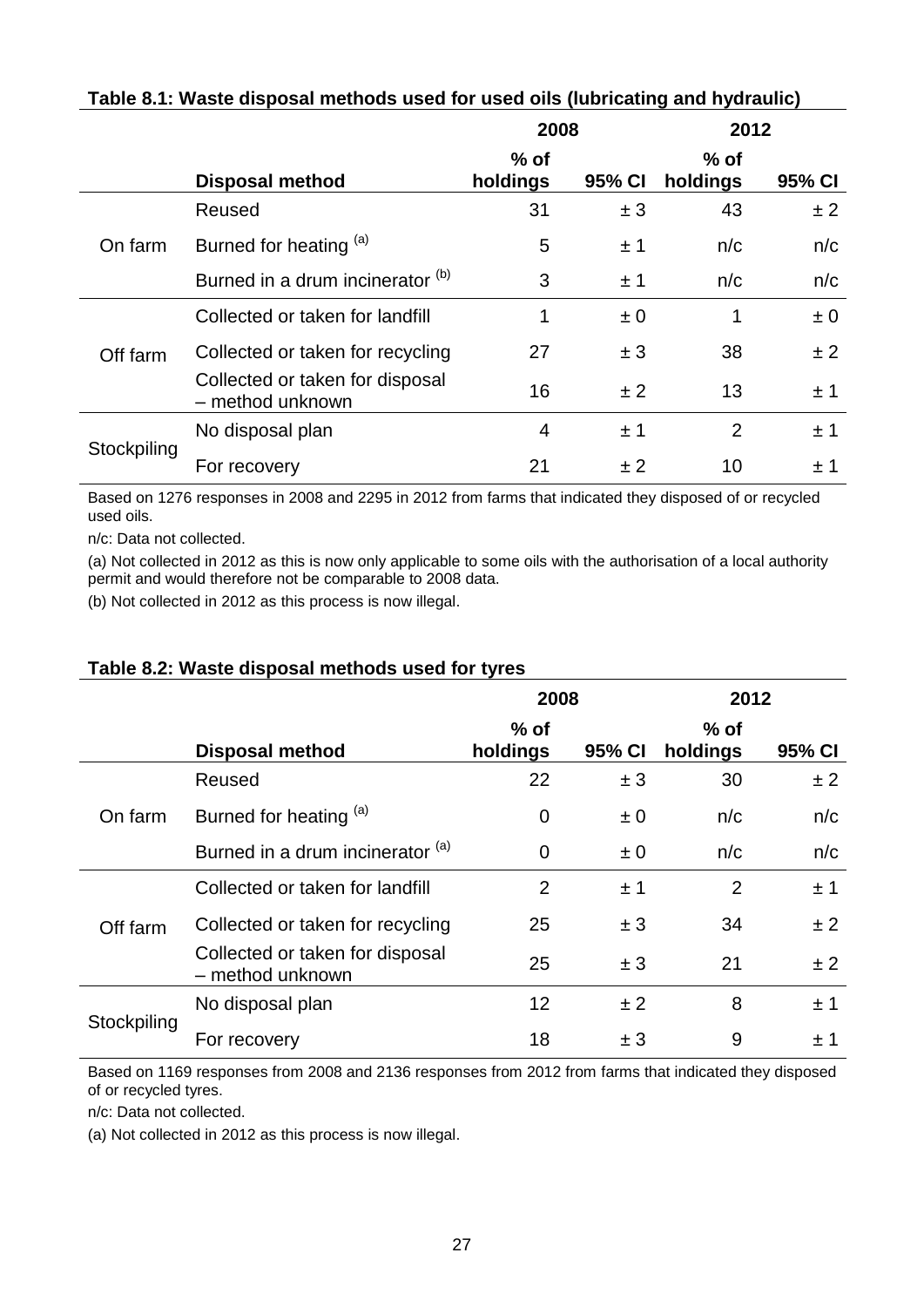**Table 8.1: Waste disposal methods used for used oils (lubricating and hydraulic)**

| | | 2008 | | 2012 | |
|---|---|---|---|---|---|
| | **Disposal method** | **% of holdings** | **95% CI** | **% of holdings** | **95% CI** |
| On farm | Reused | 31 | ± 3 | 43 | ± 2 |
| | Burned for heating [(a)] | 5 | ± 1 | n/c | n/c |
| | Burned in a drum incinerator [(b)] | 3 | ± 1 | n/c | n/c |
| Off farm | Collected or taken for landfill | 1 | ± 0 | 1 | ± 0 |
| | Collected or taken for recycling | 27 | ± 3 | 38 | ± 2 |
| | Collected or taken for disposal – method unknown | 16 | ± 2 | 13 | ± 1 |
| Stockpiling | No disposal plan | 4 | ± 1 | 2 | ± 1 |
| | For recovery | 21 | ± 2 | 10 | ± 1 |

Based on 1276 responses in 2008 and 2295 in 2012 from farms that indicated they disposed of or recycled used oils.

n/c: Data not collected.

(a) Not collected in 2012 as this is now only applicable to some oils with the authorisation of a local authority permit and would therefore not be comparable to 2008 data.

(b) Not collected in 2012 as this process is now illegal.

**Table 8.2: Waste disposal methods used for tyres**

| | | 2008 | | 2012 | |
|---|---|---|---|---|---|
| | **Disposal method** | **% of holdings** | **95% CI** | **% of holdings** | **95% CI** |
| On farm | Reused | 22 | ± 3 | 30 | ± 2 |
| | Burned for heating [(a)] | 0 | ± 0 | n/c | n/c |
| | Burned in a drum incinerator [(a)] | 0 | ± 0 | n/c | n/c |
| Off farm | Collected or taken for landfill | 2 | ± 1 | 2 | ± 1 |
| | Collected or taken for recycling | 25 | ± 3 | 34 | ± 2 |
| | Collected or taken for disposal – method unknown | 25 | ± 3 | 21 | ± 2 |
| Stockpiling | No disposal plan | 12 | ± 2 | 8 | ± 1 |
| | For recovery | 18 | ± 3 | 9 | ± 1 |

Based on 1169 responses from 2008 and 2136 responses from 2012 from farms that indicated they disposed of or recycled tyres.

n/c: Data not collected.

(a) Not collected in 2012 as this process is now illegal.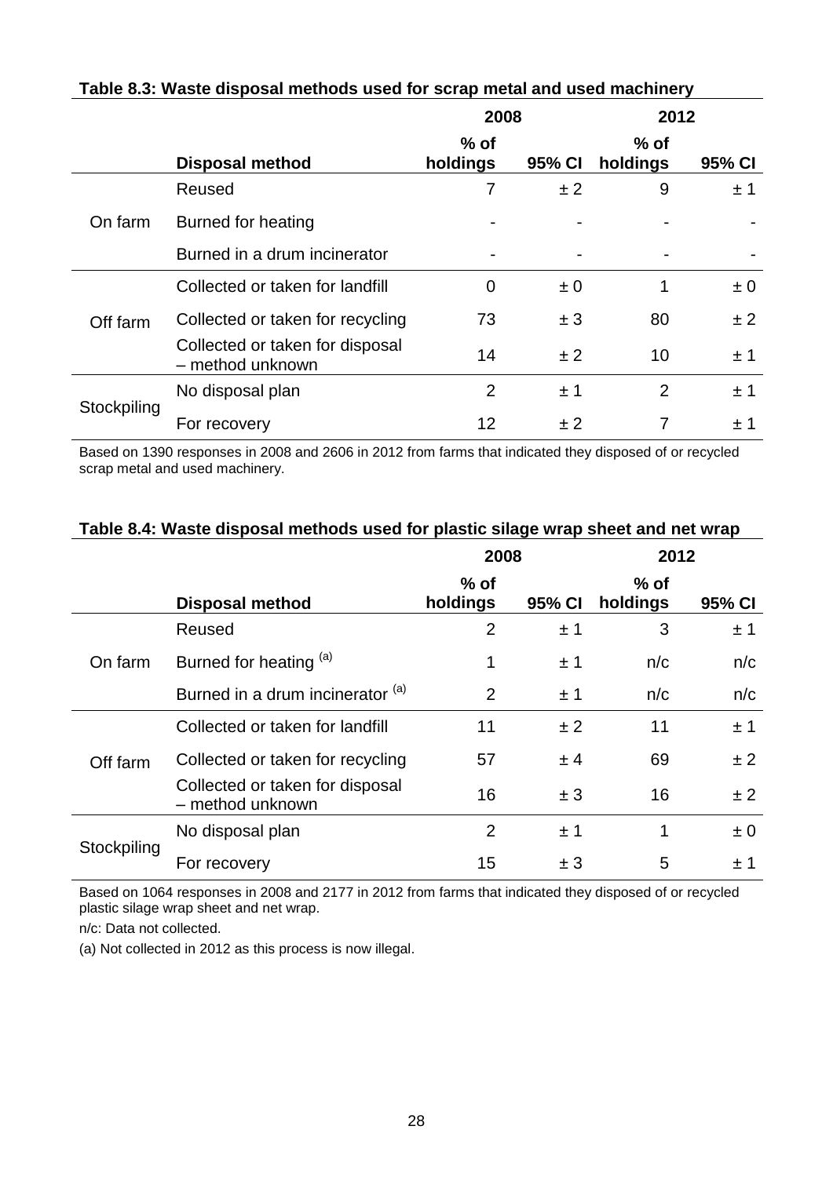**Table 8.3: Waste disposal methods used for scrap metal and used machinery**

| | | 2008 | | 2012 | |
|---|---|---|---|---|---|
| | **Disposal method** | **% of holdings** | **95% CI** | **% of holdings** | **95% CI** |
| On farm | Reused | 7 | ± 2 | 9 | ± 1 |
| | Burned for heating | - | - | - | - |
| | Burned in a drum incinerator | - | - | - | - |
| Off farm | Collected or taken for landfill | 0 | ± 0 | 1 | ± 0 |
| | Collected or taken for recycling | 73 | ± 3 | 80 | ± 2 |
| | Collected or taken for disposal – method unknown | 14 | ± 2 | 10 | ± 1 |
| Stockpiling | No disposal plan | 2 | ± 1 | 2 | ± 1 |
| | For recovery | 12 | ± 2 | 7 | ± 1 |

Based on 1390 responses in 2008 and 2606 in 2012 from farms that indicated they disposed of or recycled scrap metal and used machinery.

**Table 8.4: Waste disposal methods used for plastic silage wrap sheet and net wrap**

| | | 2008 | | 2012 | |
|---|---|---|---|---|---|
| | **Disposal method** | **% of holdings** | **95% CI** | **% of holdings** | **95% CI** |
| On farm | Reused | 2 | ± 1 | 3 | ± 1 |
| | Burned for heating (a) | 1 | ± 1 | n/c | n/c |
| | Burned in a drum incinerator (a) | 2 | ± 1 | n/c | n/c |
| Off farm | Collected or taken for landfill | 11 | ± 2 | 11 | ± 1 |
| | Collected or taken for recycling | 57 | ± 4 | 69 | ± 2 |
| | Collected or taken for disposal – method unknown | 16 | ± 3 | 16 | ± 2 |
| Stockpiling | No disposal plan | 2 | ± 1 | 1 | ± 0 |
| | For recovery | 15 | ± 3 | 5 | ± 1 |

Based on 1064 responses in 2008 and 2177 in 2012 from farms that indicated they disposed of or recycled plastic silage wrap sheet and net wrap.

n/c: Data not collected.

(a) Not collected in 2012 as this process is now illegal.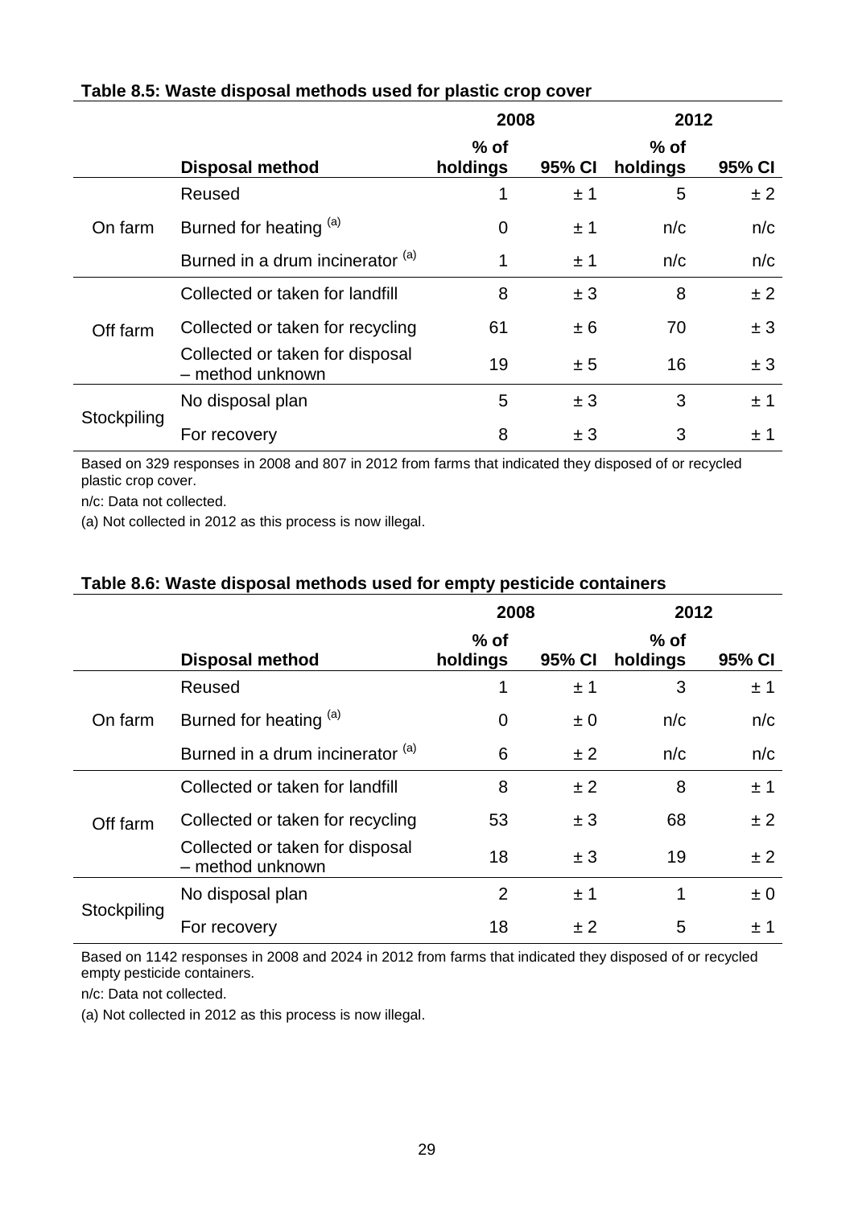**Table 8.5: Waste disposal methods used for plastic crop cover**

| | Disposal method | 2008 | | 2012 | |
|---|---|---|---|---|---|
| | | % of holdings | 95% CI | % of holdings | 95% CI |
| On farm | Reused | 1 | ± 1 | 5 | ± 2 |
| | Burned for heating [(a)] | 0 | ± 1 | n/c | n/c |
| | Burned in a drum incinerator [(a)] | 1 | ± 1 | n/c | n/c |
| Off farm | Collected or taken for landfill | 8 | ± 3 | 8 | ± 2 |
| | Collected or taken for recycling | 61 | ± 6 | 70 | ± 3 |
| | Collected or taken for disposal – method unknown | 19 | ± 5 | 16 | ± 3 |
| Stockpiling | No disposal plan | 5 | ± 3 | 3 | ± 1 |
| | For recovery | 8 | ± 3 | 3 | ± 1 |

Based on 329 responses in 2008 and 807 in 2012 from farms that indicated they disposed of or recycled plastic crop cover.

n/c: Data not collected.

(a) Not collected in 2012 as this process is now illegal.

**Table 8.6: Waste disposal methods used for empty pesticide containers**

| | Disposal method | 2008 | | 2012 | |
|---|---|---|---|---|---|
| | | % of holdings | 95% CI | % of holdings | 95% CI |
| On farm | Reused | 1 | ± 1 | 3 | ± 1 |
| | Burned for heating [(a)] | 0 | ± 0 | n/c | n/c |
| | Burned in a drum incinerator [(a)] | 6 | ± 2 | n/c | n/c |
| Off farm | Collected or taken for landfill | 8 | ± 2 | 8 | ± 1 |
| | Collected or taken for recycling | 53 | ± 3 | 68 | ± 2 |
| | Collected or taken for disposal – method unknown | 18 | ± 3 | 19 | ± 2 |
| Stockpiling | No disposal plan | 2 | ± 1 | 1 | ± 0 |
| | For recovery | 18 | ± 2 | 5 | ± 1 |

Based on 1142 responses in 2008 and 2024 in 2012 from farms that indicated they disposed of or recycled empty pesticide containers.

n/c: Data not collected.

(a) Not collected in 2012 as this process is now illegal.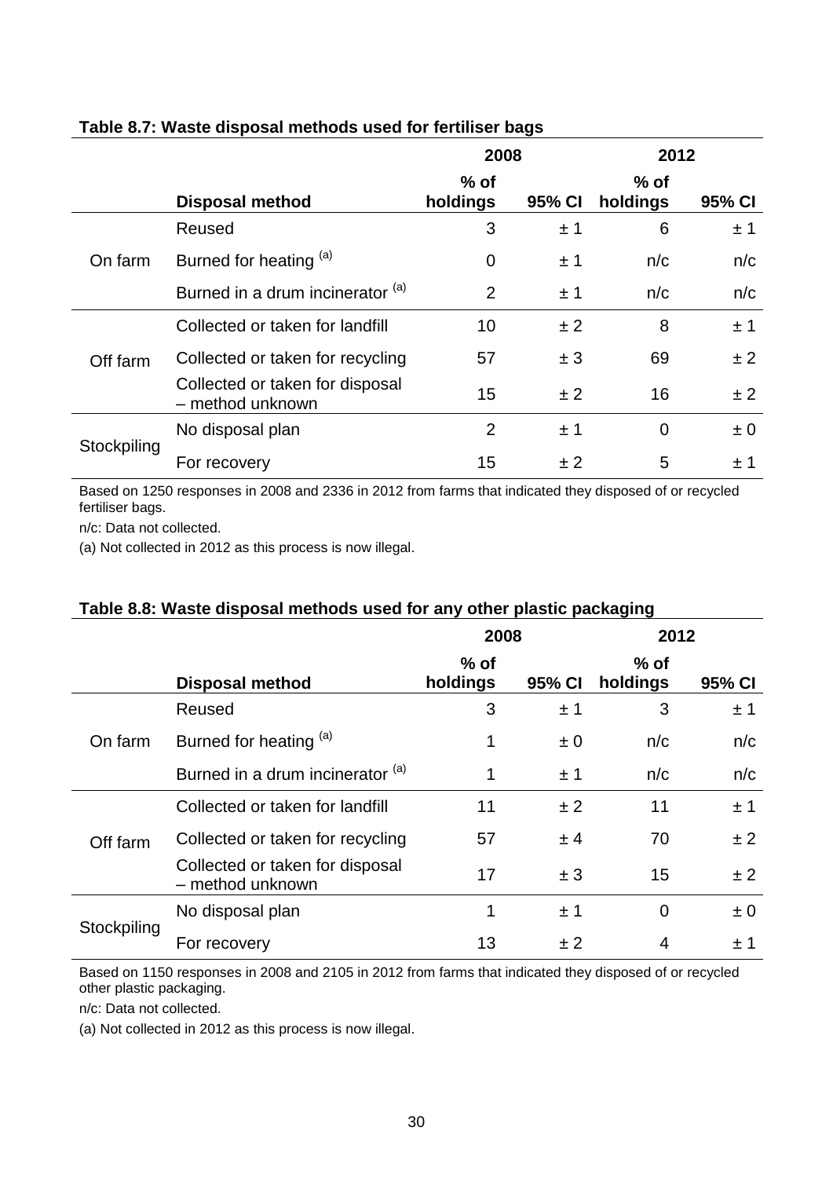**Table 8.7: Waste disposal methods used for fertiliser bags**

| | | 2008 | | 2012 | |
|---|---|---|---|---|---|
| | **Disposal method** | **% of holdings** | **95% CI** | **% of holdings** | **95% CI** |
| On farm | Reused | 3 | ± 1 | 6 | ± 1 |
| | Burned for heating (a) | 0 | ± 1 | n/c | n/c |
| | Burned in a drum incinerator (a) | 2 | ± 1 | n/c | n/c |
| Off farm | Collected or taken for landfill | 10 | ± 2 | 8 | ± 1 |
| | Collected or taken for recycling | 57 | ± 3 | 69 | ± 2 |
| | Collected or taken for disposal – method unknown | 15 | ± 2 | 16 | ± 2 |
| Stockpiling | No disposal plan | 2 | ± 1 | 0 | ± 0 |
| | For recovery | 15 | ± 2 | 5 | ± 1 |

Based on 1250 responses in 2008 and 2336 in 2012 from farms that indicated they disposed of or recycled fertiliser bags.

n/c: Data not collected.

(a) Not collected in 2012 as this process is now illegal.

**Table 8.8: Waste disposal methods used for any other plastic packaging**

| | | 2008 | | 2012 | |
|---|---|---|---|---|---|
| | **Disposal method** | **% of holdings** | **95% CI** | **% of holdings** | **95% CI** |
| On farm | Reused | 3 | ± 1 | 3 | ± 1 |
| | Burned for heating (a) | 1 | ± 0 | n/c | n/c |
| | Burned in a drum incinerator (a) | 1 | ± 1 | n/c | n/c |
| Off farm | Collected or taken for landfill | 11 | ± 2 | 11 | ± 1 |
| | Collected or taken for recycling | 57 | ± 4 | 70 | ± 2 |
| | Collected or taken for disposal – method unknown | 17 | ± 3 | 15 | ± 2 |
| Stockpiling | No disposal plan | 1 | ± 1 | 0 | ± 0 |
| | For recovery | 13 | ± 2 | 4 | ± 1 |

Based on 1150 responses in 2008 and 2105 in 2012 from farms that indicated they disposed of or recycled other plastic packaging.

n/c: Data not collected.

(a) Not collected in 2012 as this process is now illegal.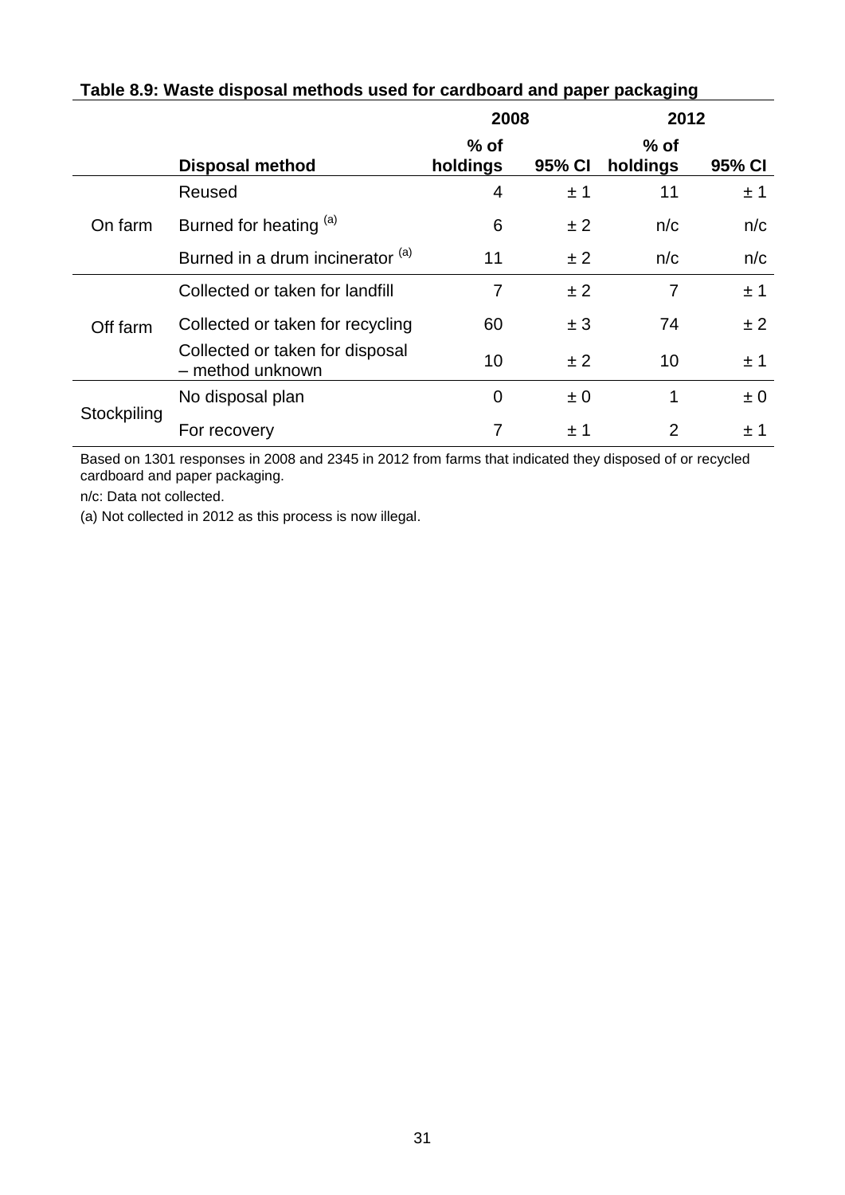**Table 8.9: Waste disposal methods used for cardboard and paper packaging**

| | Disposal method | 2008 | | 2012 | |
|---|---|---|---|---|---|
| | | % of holdings | 95% CI | % of holdings | 95% CI |
| On farm | Reused | 4 | ± 1 | 11 | ± 1 |
| | Burned for heating [(a)] | 6 | ± 2 | n/c | n/c |
| | Burned in a drum incinerator [(a)] | 11 | ± 2 | n/c | n/c |
| Off farm | Collected or taken for landfill | 7 | ± 2 | 7 | ± 1 |
| | Collected or taken for recycling | 60 | ± 3 | 74 | ± 2 |
| | Collected or taken for disposal – method unknown | 10 | ± 2 | 10 | ± 1 |
| Stockpiling | No disposal plan | 0 | ± 0 | 1 | ± 0 |
| | For recovery | 7 | ± 1 | 2 | ± 1 |

Based on 1301 responses in 2008 and 2345 in 2012 from farms that indicated they disposed of or recycled cardboard and paper packaging.

n/c: Data not collected.

(a) Not collected in 2012 as this process is now illegal.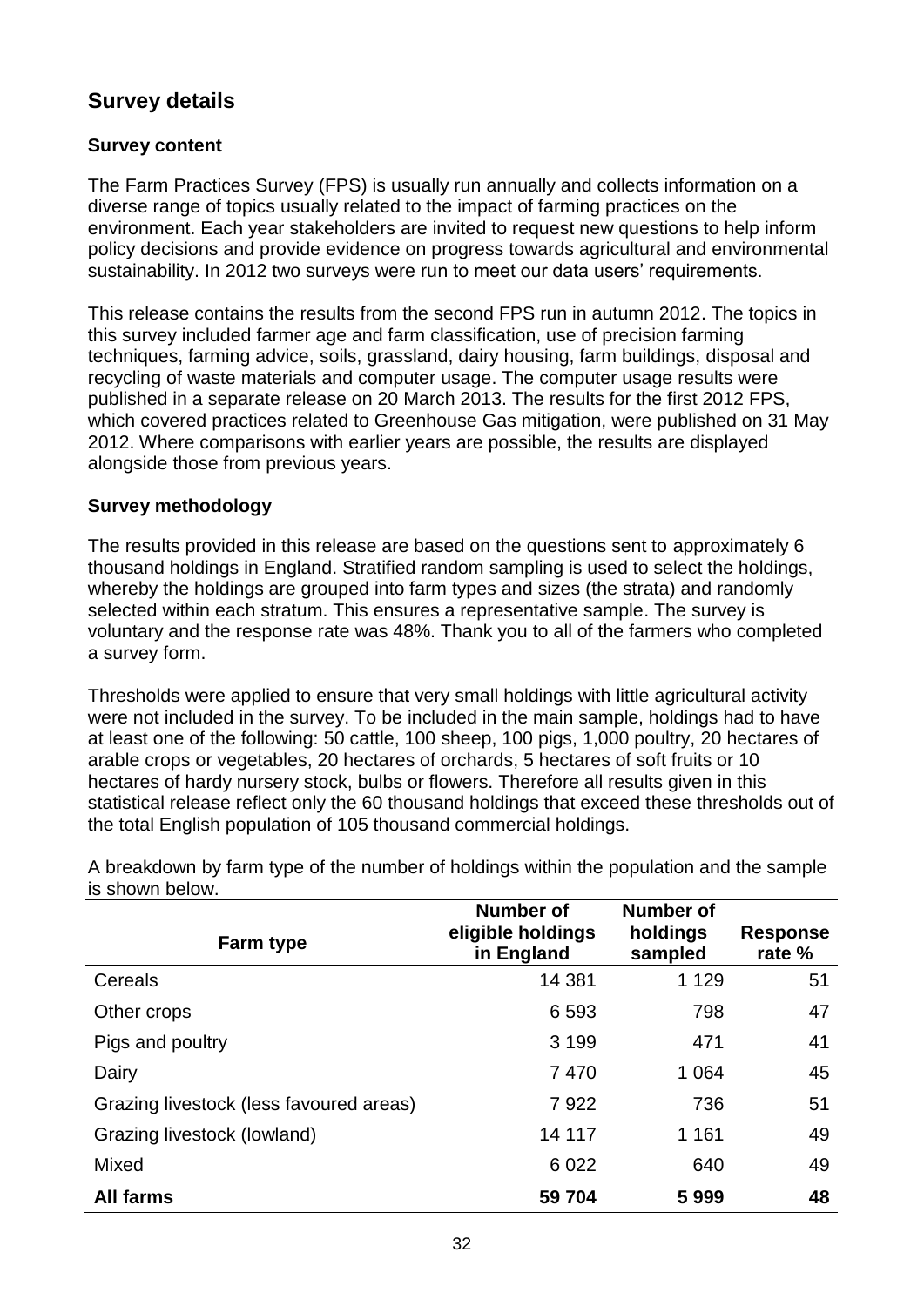## Survey details

### Survey content

The Farm Practices Survey (FPS) is usually run annually and collects information on a diverse range of topics usually related to the impact of farming practices on the environment. Each year stakeholders are invited to request new questions to help inform policy decisions and provide evidence on progress towards agricultural and environmental sustainability. In 2012 two surveys were run to meet our data users' requirements.

This release contains the results from the second FPS run in autumn 2012. The topics in this survey included farmer age and farm classification, use of precision farming techniques, farming advice, soils, grassland, dairy housing, farm buildings, disposal and recycling of waste materials and computer usage. The computer usage results were published in a separate release on 20 March 2013. The results for the first 2012 FPS, which covered practices related to Greenhouse Gas mitigation, were published on 31 May 2012. Where comparisons with earlier years are possible, the results are displayed alongside those from previous years.

### Survey methodology

The results provided in this release are based on the questions sent to approximately 6 thousand holdings in England. Stratified random sampling is used to select the holdings, whereby the holdings are grouped into farm types and sizes (the strata) and randomly selected within each stratum. This ensures a representative sample. The survey is voluntary and the response rate was 48%. Thank you to all of the farmers who completed a survey form.

Thresholds were applied to ensure that very small holdings with little agricultural activity were not included in the survey. To be included in the main sample, holdings had to have at least one of the following: 50 cattle, 100 sheep, 100 pigs, 1,000 poultry, 20 hectares of arable crops or vegetables, 20 hectares of orchards, 5 hectares of soft fruits or 10 hectares of hardy nursery stock, bulbs or flowers. Therefore all results given in this statistical release reflect only the 60 thousand holdings that exceed these thresholds out of the total English population of 105 thousand commercial holdings.

A breakdown by farm type of the number of holdings within the population and the sample is shown below.

| Farm type | Number of eligible holdings in England | Number of holdings sampled | Response rate % |
|---|---|---|---|
| Cereals | 14 381 | 1 129 | 51 |
| Other crops | 6 593 | 798 | 47 |
| Pigs and poultry | 3 199 | 471 | 41 |
| Dairy | 7 470 | 1 064 | 45 |
| Grazing livestock (less favoured areas) | 7 922 | 736 | 51 |
| Grazing livestock (lowland) | 14 117 | 1 161 | 49 |
| Mixed | 6 022 | 640 | 49 |
| **All farms** | **59 704** | **5 999** | **48** |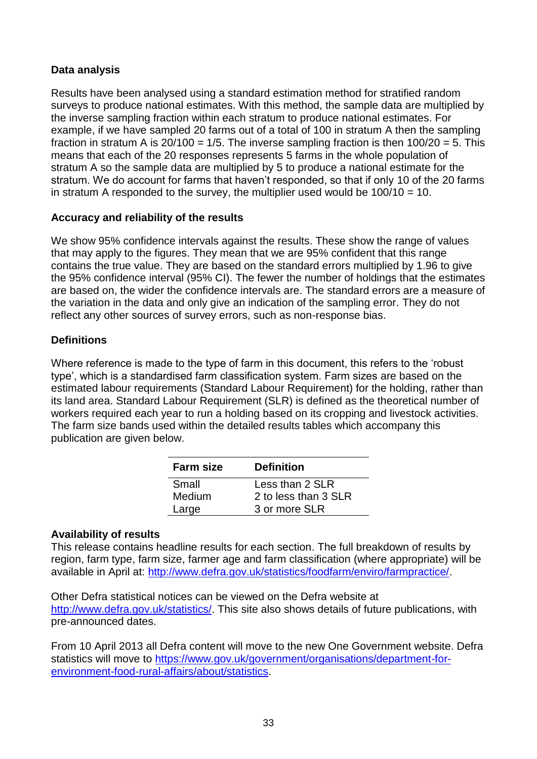## Data analysis

Results have been analysed using a standard estimation method for stratified random surveys to produce national estimates. With this method, the sample data are multiplied by the inverse sampling fraction within each stratum to produce national estimates. For example, if we have sampled 20 farms out of a total of 100 in stratum A then the sampling fraction in stratum A is 20/100 = 1/5. The inverse sampling fraction is then 100/20 = 5. This means that each of the 20 responses represents 5 farms in the whole population of stratum A so the sample data are multiplied by 5 to produce a national estimate for the stratum. We do account for farms that haven't responded, so that if only 10 of the 20 farms in stratum A responded to the survey, the multiplier used would be 100/10 = 10.

## Accuracy and reliability of the results

We show 95% confidence intervals against the results. These show the range of values that may apply to the figures. They mean that we are 95% confident that this range contains the true value. They are based on the standard errors multiplied by 1.96 to give the 95% confidence interval (95% CI). The fewer the number of holdings that the estimates are based on, the wider the confidence intervals are. The standard errors are a measure of the variation in the data and only give an indication of the sampling error. They do not reflect any other sources of survey errors, such as non-response bias.

## Definitions

Where reference is made to the type of farm in this document, this refers to the 'robust type', which is a standardised farm classification system. Farm sizes are based on the estimated labour requirements (Standard Labour Requirement) for the holding, rather than its land area. Standard Labour Requirement (SLR) is defined as the theoretical number of workers required each year to run a holding based on its cropping and livestock activities. The farm size bands used within the detailed results tables which accompany this publication are given below.

| Farm size | Definition |
|---|---|
| Small | Less than 2 SLR |
| Medium | 2 to less than 3 SLR |
| Large | 3 or more SLR |

## Availability of results

This release contains headline results for each section. The full breakdown of results by region, farm type, farm size, farmer age and farm classification (where appropriate) will be available in April at: http://www.defra.gov.uk/statistics/foodfarm/enviro/farmpractice/.

Other Defra statistical notices can be viewed on the Defra website at http://www.defra.gov.uk/statistics/. This site also shows details of future publications, with pre-announced dates.

From 10 April 2013 all Defra content will move to the new One Government website. Defra statistics will move to https://www.gov.uk/government/organisations/department-for-environment-food-rural-affairs/about/statistics.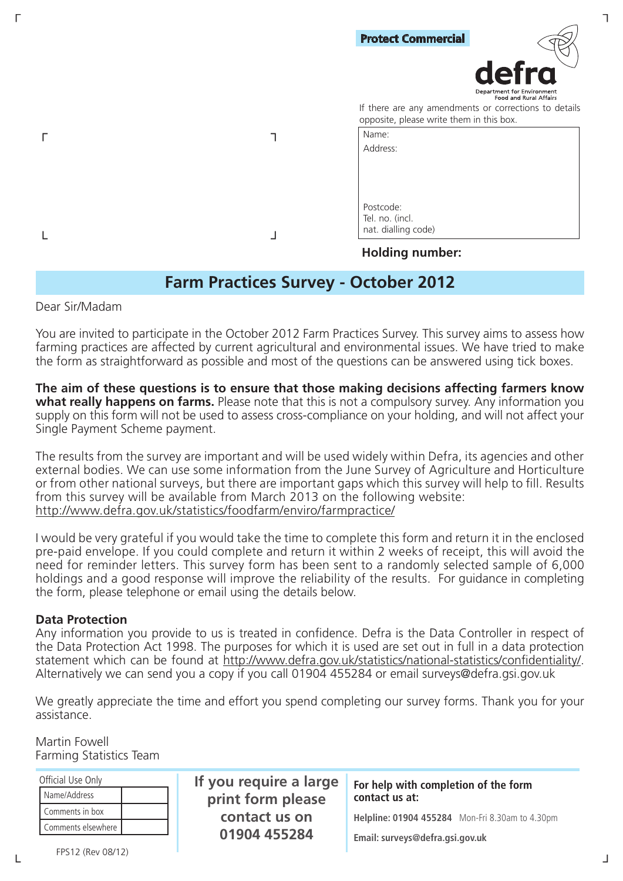**Protect Commercial**

defra
Department for Environment Food and Rural Affairs

If there are any amendments or corrections to details opposite, please write them in this box.

| |
|---|
| Name: |
| Address: |
| Postcode: |
| Tel. no. (incl. nat. dialling code) |

**Holding number:**

# Farm Practices Survey - October 2012

Dear Sir/Madam

You are invited to participate in the October 2012 Farm Practices Survey. This survey aims to assess how farming practices are affected by current agricultural and environmental issues. We have tried to make the form as straightforward as possible and most of the questions can be answered using tick boxes.

**The aim of these questions is to ensure that those making decisions affecting farmers know what really happens on farms.** Please note that this is not a compulsory survey. Any information you supply on this form will not be used to assess cross-compliance on your holding, and will not affect your Single Payment Scheme payment.

The results from the survey are important and will be used widely within Defra, its agencies and other external bodies. We can use some information from the June Survey of Agriculture and Horticulture or from other national surveys, but there are important gaps which this survey will help to fill. Results from this survey will be available from March 2013 on the following website:
http://www.defra.gov.uk/statistics/foodfarm/enviro/farmpractice/

I would be very grateful if you would take the time to complete this form and return it in the enclosed pre-paid envelope. If you could complete and return it within 2 weeks of receipt, this will avoid the need for reminder letters. This survey form has been sent to a randomly selected sample of 6,000 holdings and a good response will improve the reliability of the results. For guidance in completing the form, please telephone or email using the details below.

**Data Protection**

Any information you provide to us is treated in confidence. Defra is the Data Controller in respect of the Data Protection Act 1998. The purposes for which it is used are set out in full in a data protection statement which can be found at http://www.defra.gov.uk/statistics/national-statistics/confidentiality/. Alternatively we can send you a copy if you call 01904 455284 or email surveys@defra.gsi.gov.uk

We greatly appreciate the time and effort you spend completing our survey forms. Thank you for your assistance.

Martin Fowell
Farming Statistics Team

| Official Use Only | |
|---|---|
| Name/Address | |
| Comments in box | |
| Comments elsewhere | |

FPS12 (Rev 08/12)

**If you require a large print form please contact us on 01904 455284**

**For help with completion of the form contact us at:**

**Helpline: 01904 455284** Mon-Fri 8.30am to 4.30pm

**Email: surveys@defra.gsi.gov.uk**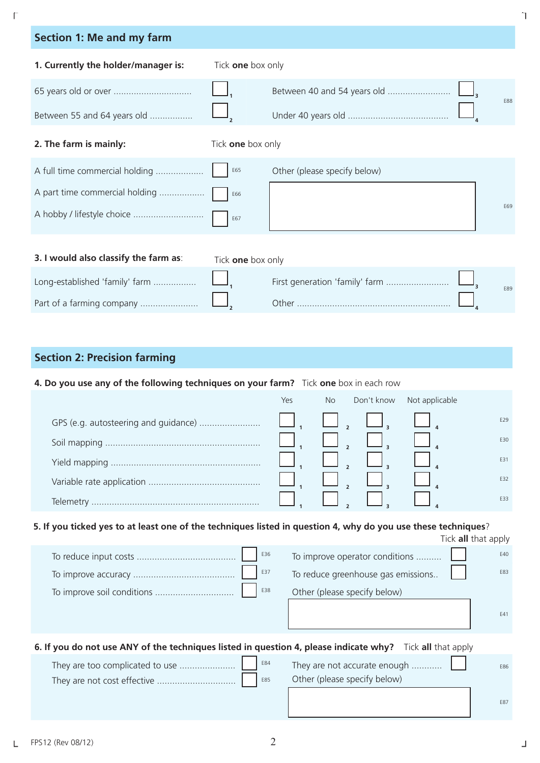## Section 1: Me and my farm

**1. Currently the holder/manager is:** Tick **one** box only

| | | | | |
|---|---|---|---|---|
| 65 years old or over | ☐ 1 | Between 40 and 54 years old | ☐ 3 | E88 |
| Between 55 and 64 years old | ☐ 2 | Under 40 years old | ☐ 4 | |

**2. The farm is mainly:** Tick **one** box only

| | | |
|---|---|---|
| A full time commercial holding | ☐ E65 | Other (please specify below) |
| A part time commercial holding | ☐ E66 | ______________________ E69 |
| A hobby / lifestyle choice | ☐ E67 | |

**3. I would also classify the farm as:** Tick **one** box only

| | | | | |
|---|---|---|---|---|
| Long-established 'family' farm | ☐ 1 | First generation 'family' farm | ☐ 3 | E89 |
| Part of a farming company | ☐ 2 | Other | ☐ 4 | |

## Section 2: Precision farming

**4. Do you use any of the following techniques on your farm?** Tick **one** box in each row

| | Yes | No | Don't know | Not applicable | |
|---|---|---|---|---|---|
| GPS (e.g. autosteering and guidance) | ☐ 1 | ☐ 2 | ☐ 3 | ☐ 4 | E29 |
| Soil mapping | ☐ 1 | ☐ 2 | ☐ 3 | ☐ 4 | E30 |
| Yield mapping | ☐ 1 | ☐ 2 | ☐ 3 | ☐ 4 | E31 |
| Variable rate application | ☐ 1 | ☐ 2 | ☐ 3 | ☐ 4 | E32 |
| Telemetry | ☐ 1 | ☐ 2 | ☐ 3 | ☐ 4 | E33 |

**5. If you ticked yes to at least one of the techniques listed in question 4, why do you use these techniques?** Tick **all** that apply

| | | | | |
|---|---|---|---|---|
| To reduce input costs | ☐ E36 | To improve operator conditions | ☐ | E40 |
| To improve accuracy | ☐ E37 | To reduce greenhouse gas emissions.. | ☐ | E83 |
| To improve soil conditions | ☐ E38 | Other (please specify below) | | |
| | | ______________________ | | E41 |

**6. If you do not use ANY of the techniques listed in question 4, please indicate why?** Tick **all** that apply

| | | | | |
|---|---|---|---|---|
| They are too complicated to use | ☐ E84 | They are not accurate enough | ☐ | E86 |
| They are not cost effective | ☐ E85 | Other (please specify below) | | |
| | | ______________________ | | E87 |

FPS12 (Rev 08/12)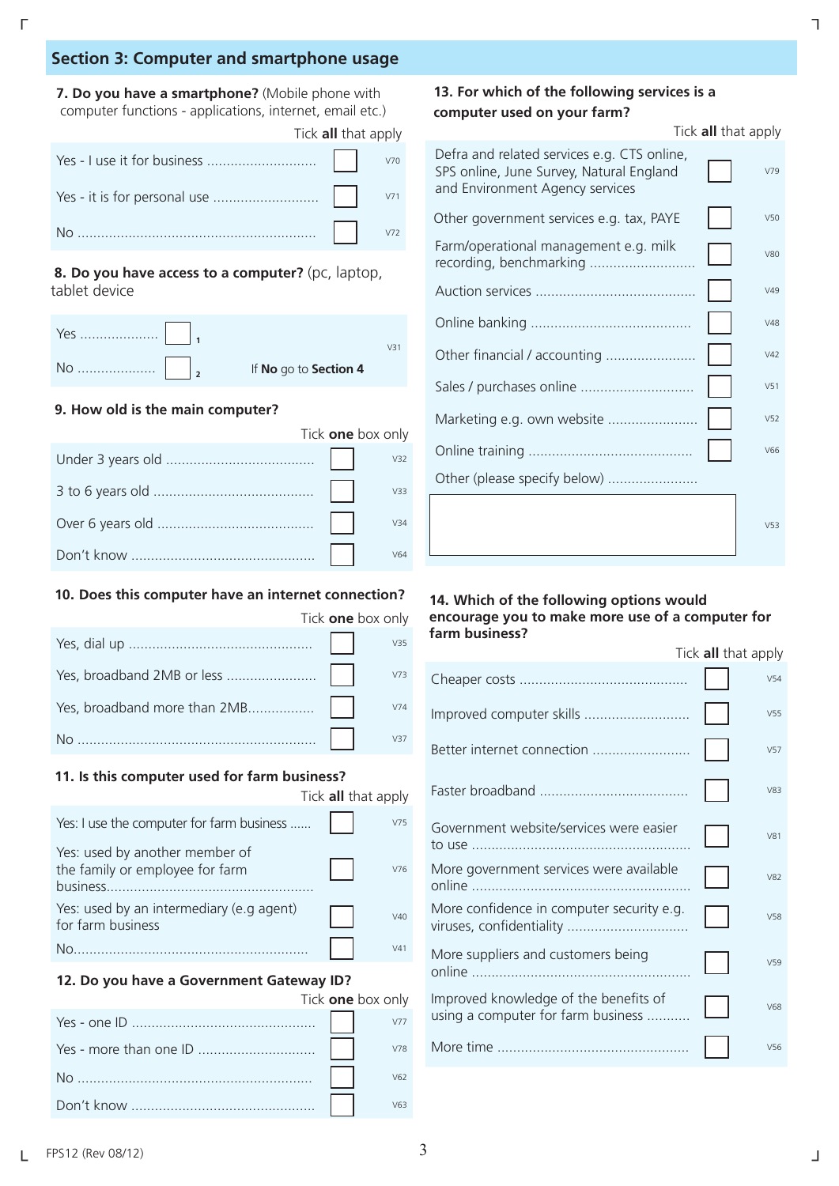## Section 3: Computer and smartphone usage

**7. Do you have a smartphone?** (Mobile phone with computer functions - applications, internet, email etc.)

Tick **all** that apply

| | | |
|---|---|---|
| Yes - I use it for business | ☐ | V70 |
| Yes - it is for personal use | ☐ | V71 |
| No | ☐ | V72 |

**8. Do you have access to a computer?** (pc, laptop, tablet device

| | | | |
|---|---|---|---|
| Yes | ☐ 1 | | V31 |
| No | ☐ 2 | If **No** go to **Section 4** | |

**9. How old is the main computer?**

Tick **one** box only

| | | |
|---|---|---|
| Under 3 years old | ☐ | V32 |
| 3 to 6 years old | ☐ | V33 |
| Over 6 years old | ☐ | V34 |
| Don't know | ☐ | V64 |

**10. Does this computer have an internet connection?**

Tick **one** box only

| | | |
|---|---|---|
| Yes, dial up | ☐ | V35 |
| Yes, broadband 2MB or less | ☐ | V73 |
| Yes, broadband more than 2MB | ☐ | V74 |
| No | ☐ | V37 |

**11. Is this computer used for farm business?**

Tick **all** that apply

| | | |
|---|---|---|
| Yes: I use the computer for farm business | ☐ | V75 |
| Yes: used by another member of the family or employee for farm business | ☐ | V76 |
| Yes: used by an intermediary (e.g agent) for farm business | ☐ | V40 |
| No | ☐ | V41 |

**12. Do you have a Government Gateway ID?**

Tick **one** box only

| | | |
|---|---|---|
| Yes - one ID | ☐ | V77 |
| Yes - more than one ID | ☐ | V78 |
| No | ☐ | V62 |
| Don't know | ☐ | V63 |

**13. For which of the following services is a computer used on your farm?**

Tick **all** that apply

| | | |
|---|---|---|
| Defra and related services e.g. CTS online, SPS online, June Survey, Natural England and Environment Agency services | ☐ | V79 |
| Other government services e.g. tax, PAYE | ☐ | V50 |
| Farm/operational management e.g. milk recording, benchmarking | ☐ | V80 |
| Auction services | ☐ | V49 |
| Online banking | ☐ | V48 |
| Other financial / accounting | ☐ | V42 |
| Sales / purchases online | ☐ | V51 |
| Marketing e.g. own website | ☐ | V52 |
| Online training | ☐ | V66 |
| Other (please specify below) | | |
| | ☐ | V53 |

**14. Which of the following options would encourage you to make more use of a computer for farm business?**

Tick **all** that apply

| | | |
|---|---|---|
| Cheaper costs | ☐ | V54 |
| Improved computer skills | ☐ | V55 |
| Better internet connection | ☐ | V57 |
| Faster broadband | ☐ | V83 |
| Government website/services were easier to use | ☐ | V81 |
| More government services were available online | ☐ | V82 |
| More confidence in computer security e.g. viruses, confidentiality | ☐ | V58 |
| More suppliers and customers being online | ☐ | V59 |
| Improved knowledge of the benefits of using a computer for farm business | ☐ | V68 |
| More time | ☐ | V56 |

FPS12 (Rev 08/12)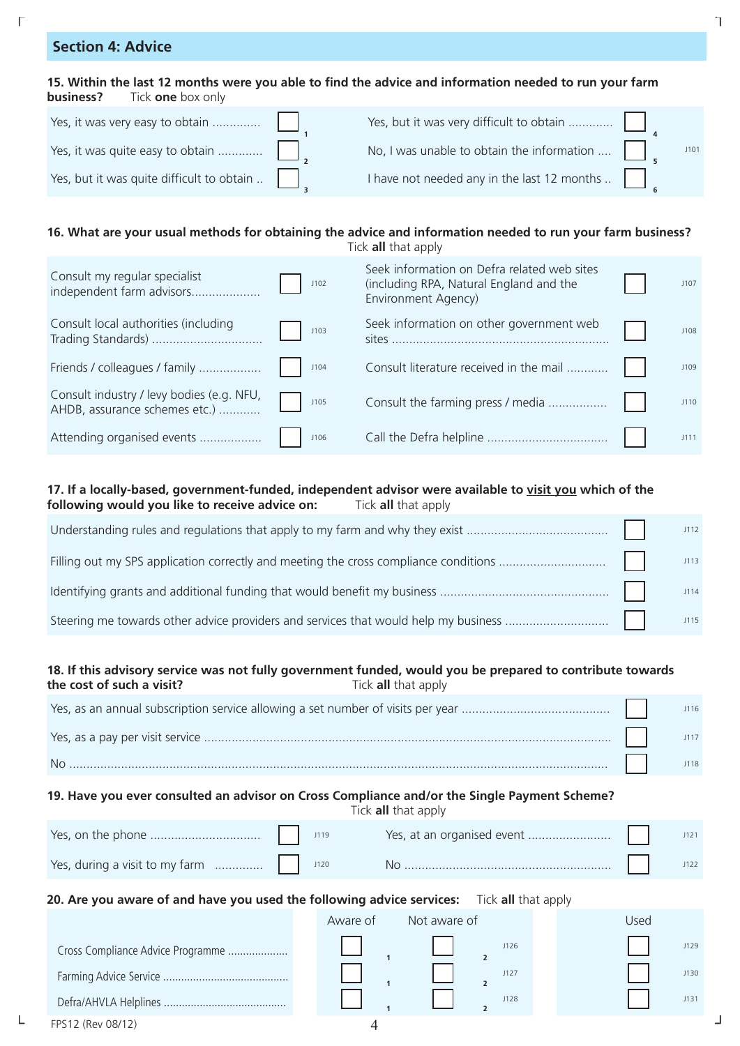## Section 4: Advice

**15. Within the last 12 months were you able to find the advice and information needed to run your farm business?** Tick **one** box only

| | | | | |
|---|---|---|---|---|
| Yes, it was very easy to obtain ............. | ☐ 1 | Yes, but it was very difficult to obtain ............ | ☐ 4 | J101 |
| Yes, it was quite easy to obtain ............ | ☐ 2 | No, I was unable to obtain the information .... | ☐ 5 | |
| Yes, but it was quite difficult to obtain .. | ☐ 3 | I have not needed any in the last 12 months .. | ☐ 6 | |

**16. What are your usual methods for obtaining the advice and information needed to run your farm business?** Tick **all** that apply

| | | | | | |
|---|---|---|---|---|---|
| Consult my regular specialist independent farm advisors.................... | ☐ | J102 | Seek information on Defra related web sites (including RPA, Natural England and the Environment Agency) | ☐ | J107 |
| Consult local authorities (including Trading Standards) ................................ | ☐ | J103 | Seek information on other government web sites ............................................................... | ☐ | J108 |
| Friends / colleagues / family .................. | ☐ | J104 | Consult literature received in the mail ........... | ☐ | J109 |
| Consult industry / levy bodies (e.g. NFU, AHDB, assurance schemes etc.) ........... | ☐ | J105 | Consult the farming press / media ................. | ☐ | J110 |
| Attending organised events .................. | ☐ | J106 | Call the Defra helpline .................................. | ☐ | J111 |

**17. If a locally-based, government-funded, independent advisor were available to <u>visit you</u> which of the following would you like to receive advice on:** Tick **all** that apply

| | | |
|---|---|---|
| Understanding rules and regulations that apply to my farm and why they exist ........................................ | ☐ | J112 |
| Filling out my SPS application correctly and meeting the cross compliance conditions .............................. | ☐ | J113 |
| Identifying grants and additional funding that would benefit my business ................................................ | ☐ | J114 |
| Steering me towards other advice providers and services that would help my business ............................. | ☐ | J115 |

**18. If this advisory service was not fully government funded, would you be prepared to contribute towards the cost of such a visit?** Tick **all** that apply

| | | |
|---|---|---|
| Yes, as an annual subscription service allowing a set number of visits per year .......................................... | ☐ | J116 |
| Yes, as a pay per visit service .................................................................................................................. | ☐ | J117 |
| No ........................................................................................................................................................ | ☐ | J118 |

**19. Have you ever consulted an advisor on Cross Compliance and/or the Single Payment Scheme?** Tick **all** that apply

| | | | | | |
|---|---|---|---|---|---|
| Yes, on the phone ................................ | ☐ | J119 | Yes, at an organised event ........................ | ☐ | J121 |
| Yes, during a visit to my farm ............. | ☐ | J120 | No ............................................................ | ☐ | J122 |

**20. Are you aware of and have you used the following advice services:** Tick **all** that apply

| | Aware of | Not aware of | | Used | |
|---|---|---|---|---|---|
| Cross Compliance Advice Programme .................... | ☐ 1 | ☐ 2 | J126 | ☐ | J129 |
| Farming Advice Service .......................................... | ☐ 1 | ☐ 2 | J127 | ☐ | J130 |
| Defra/AHVLA Helplines ......................................... | ☐ 1 | ☐ 2 | J128 | ☐ | J131 |

FPS12 (Rev 08/12)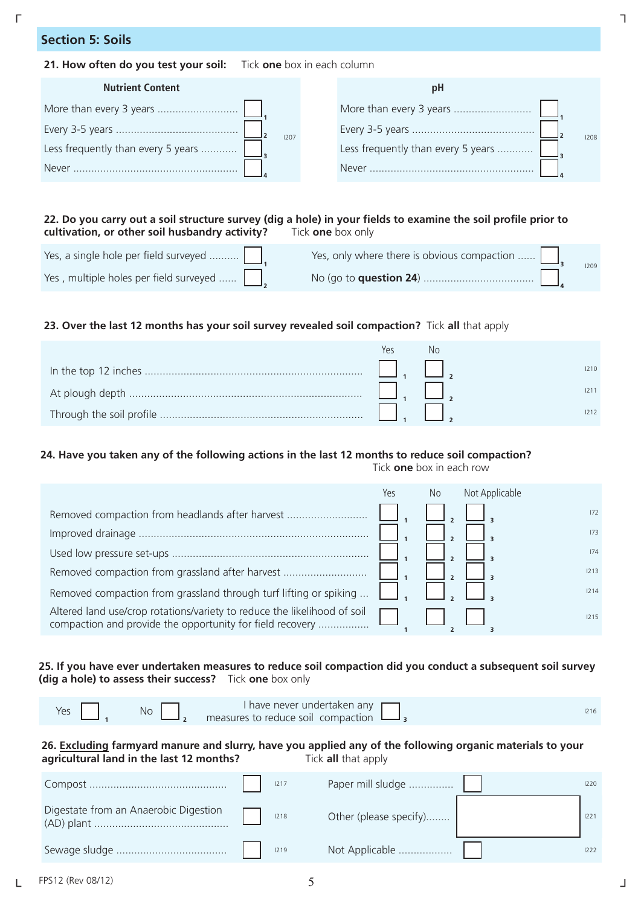## Section 5: Soils

**21. How often do you test your soil:** Tick **one** box in each column

| Nutrient Content | | pH | |
|---|---|---|---|
| More than every 3 years | ☐ 1 | More than every 3 years | ☐ 1 |
| Every 3-5 years | ☐ 2 | Every 3-5 years | ☐ 2 |
| Less frequently than every 5 years | ☐ 3 | Less frequently than every 5 years | ☐ 3 |
| Never | ☐ 4 | Never | ☐ 4 |

I207 I208

**22. Do you carry out a soil structure survey (dig a hole) in your fields to examine the soil profile prior to cultivation, or other soil husbandry activity?** Tick **one** box only

| | | | |
|---|---|---|---|
| Yes, a single hole per field surveyed | ☐ 1 | Yes, only where there is obvious compaction | ☐ 3 |
| Yes , multiple holes per field surveyed | ☐ 2 | No (go to **question 24**) | ☐ 4 |

I209

**23. Over the last 12 months has your soil survey revealed soil compaction?** Tick **all** that apply

| | Yes | No | |
|---|---|---|---|
| In the top 12 inches | ☐ 1 | ☐ 2 | I210 |
| At plough depth | ☐ 1 | ☐ 2 | I211 |
| Through the soil profile | ☐ 1 | ☐ 2 | I212 |

**24. Have you taken any of the following actions in the last 12 months to reduce soil compaction?** Tick **one** box in each row

| | Yes | No | Not Applicable | |
|---|---|---|---|---|
| Removed compaction from headlands after harvest | ☐ 1 | ☐ 2 | ☐ 3 | I72 |
| Improved drainage | ☐ 1 | ☐ 2 | ☐ 3 | I73 |
| Used low pressure set-ups | ☐ 1 | ☐ 2 | ☐ 3 | I74 |
| Removed compaction from grassland after harvest | ☐ 1 | ☐ 2 | ☐ 3 | I213 |
| Removed compaction from grassland through turf lifting or spiking | ☐ 1 | ☐ 2 | ☐ 3 | I214 |
| Altered land use/crop rotations/variety to reduce the likelihood of soil compaction and provide the opportunity for field recovery | ☐ 1 | ☐ 2 | ☐ 3 | I215 |

**25. If you have ever undertaken measures to reduce soil compaction did you conduct a subsequent soil survey (dig a hole) to assess their success?** Tick **one** box only

Yes ☐ 1 No ☐ 2 I have never undertaken any measures to reduce soil compaction ☐ 3 I216

**26. Excluding farmyard manure and slurry, have you applied any of the following organic materials to your agricultural land in the last 12 months?** Tick **all** that apply

| | | | | | |
|---|---|---|---|---|---|
| Compost | ☐ | I217 | Paper mill sludge | ☐ | I220 |
| Digestate from an Anaerobic Digestion (AD) plant | ☐ | I218 | Other (please specify) | ☐ | I221 |
| Sewage sludge | ☐ | I219 | Not Applicable | ☐ | I222 |

FPS12 (Rev 08/12)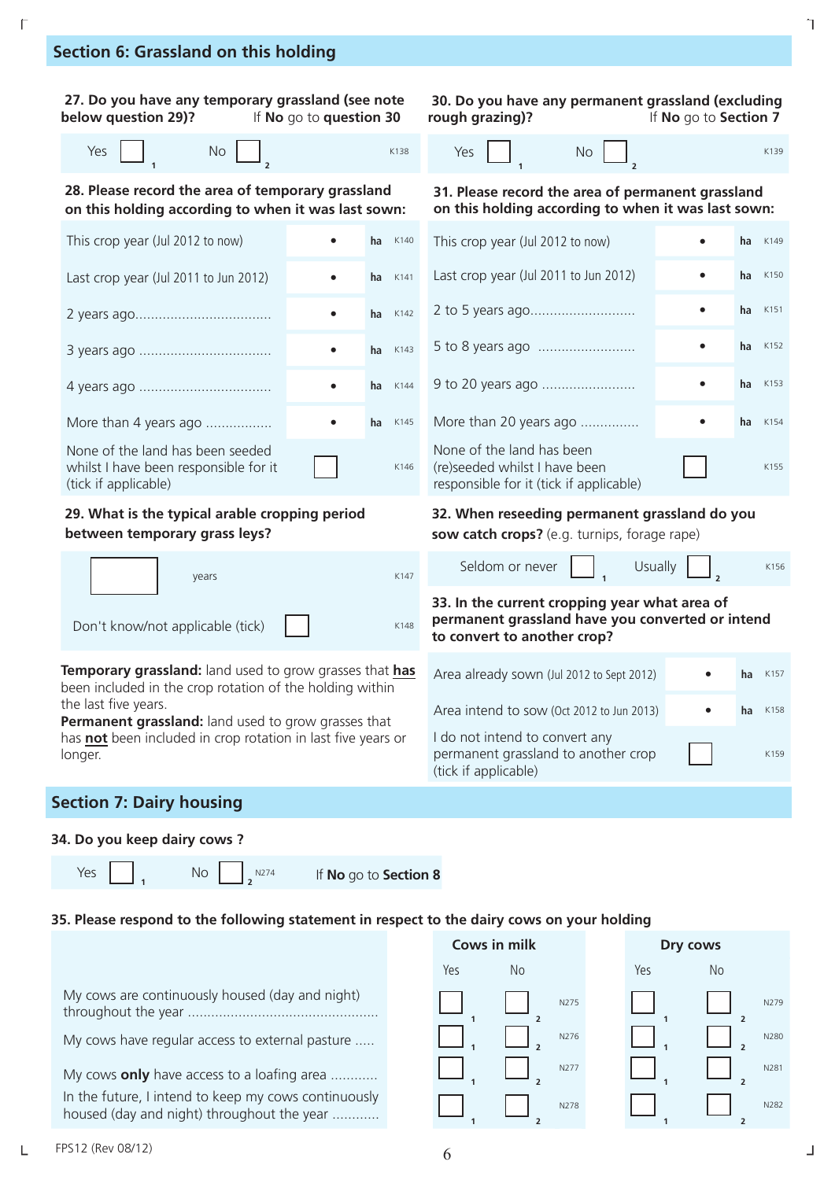## Section 6: Grassland on this holding

**27. Do you have any temporary grassland (see note below question 29)?** If **No** go to **question 30**

Yes ☐ 1 No ☐ 2 K138

**28. Please record the area of temporary grassland on this holding according to when it was last sown:**

| | | | |
|---|---|---|---|
| This crop year (Jul 2012 to now) | • | ha | K140 |
| Last crop year (Jul 2011 to Jun 2012) | • | ha | K141 |
| 2 years ago.................................. | • | ha | K142 |
| 3 years ago ................................. | • | ha | K143 |
| 4 years ago ................................. | • | ha | K144 |
| More than 4 years ago ................ | • | ha | K145 |
| None of the land has been seeded whilst I have been responsible for it (tick if applicable) | ☐ | | K146 |

**29. What is the typical arable cropping period between temporary grass leys?**

| | | |
|---|---|---|
| ☐ years | | K147 |
| Don't know/not applicable (tick) | ☐ | K148 |

**Temporary grassland:** land used to grow grasses that **has** been included in the crop rotation of the holding within the last five years.
**Permanent grassland:** land used to grow grasses that has **not** been included in crop rotation in last five years or longer.

**30. Do you have any permanent grassland (excluding rough grazing)?** If **No** go to **Section 7**

Yes ☐ 1 No ☐ 2 K139

**31. Please record the area of permanent grassland on this holding according to when it was last sown:**

| | | | |
|---|---|---|---|
| This crop year (Jul 2012 to now) | • | ha | K149 |
| Last crop year (Jul 2011 to Jun 2012) | • | ha | K150 |
| 2 to 5 years ago.......................... | • | ha | K151 |
| 5 to 8 years ago ......................... | • | ha | K152 |
| 9 to 20 years ago ........................ | • | ha | K153 |
| More than 20 years ago .............. | • | ha | K154 |
| None of the land has been (re)seeded whilst I have been responsible for it (tick if applicable) | ☐ | | K155 |

**32. When reseeding permanent grassland do you sow catch crops?** (e.g. turnips, forage rape)

Seldom or never ☐ 1 Usually ☐ 2 K156

**33. In the current cropping year what area of permanent grassland have you converted or intend to convert to another crop?**

| | | | |
|---|---|---|---|
| Area already sown (Jul 2012 to Sept 2012) | • | ha | K157 |
| Area intend to sow (Oct 2012 to Jun 2013) | • | ha | K158 |
| I do not intend to convert any permanent grassland to another crop (tick if applicable) | ☐ | | K159 |

## Section 7: Dairy housing

**34. Do you keep dairy cows ?**

Yes ☐ 1 No ☐ 2 N274 If **No** go to **Section 8**

**35. Please respond to the following statement in respect to the dairy cows on your holding**

| | Cows in milk Yes | Cows in milk No | | Dry cows Yes | Dry cows No | |
|---|---|---|---|---|---|---|
| My cows are continuously housed (day and night) throughout the year ........................................... | ☐ 1 | ☐ 2 | N275 | ☐ 1 | ☐ 2 | N279 |
| My cows have regular access to external pasture ..... | ☐ 1 | ☐ 2 | N276 | ☐ 1 | ☐ 2 | N280 |
| My cows **only** have access to a loafing area ........... | ☐ 1 | ☐ 2 | N277 | ☐ 1 | ☐ 2 | N281 |
| In the future, I intend to keep my cows continuously housed (day and night) throughout the year ........... | ☐ 1 | ☐ 2 | N278 | ☐ 1 | ☐ 2 | N282 |

FPS12 (Rev 08/12)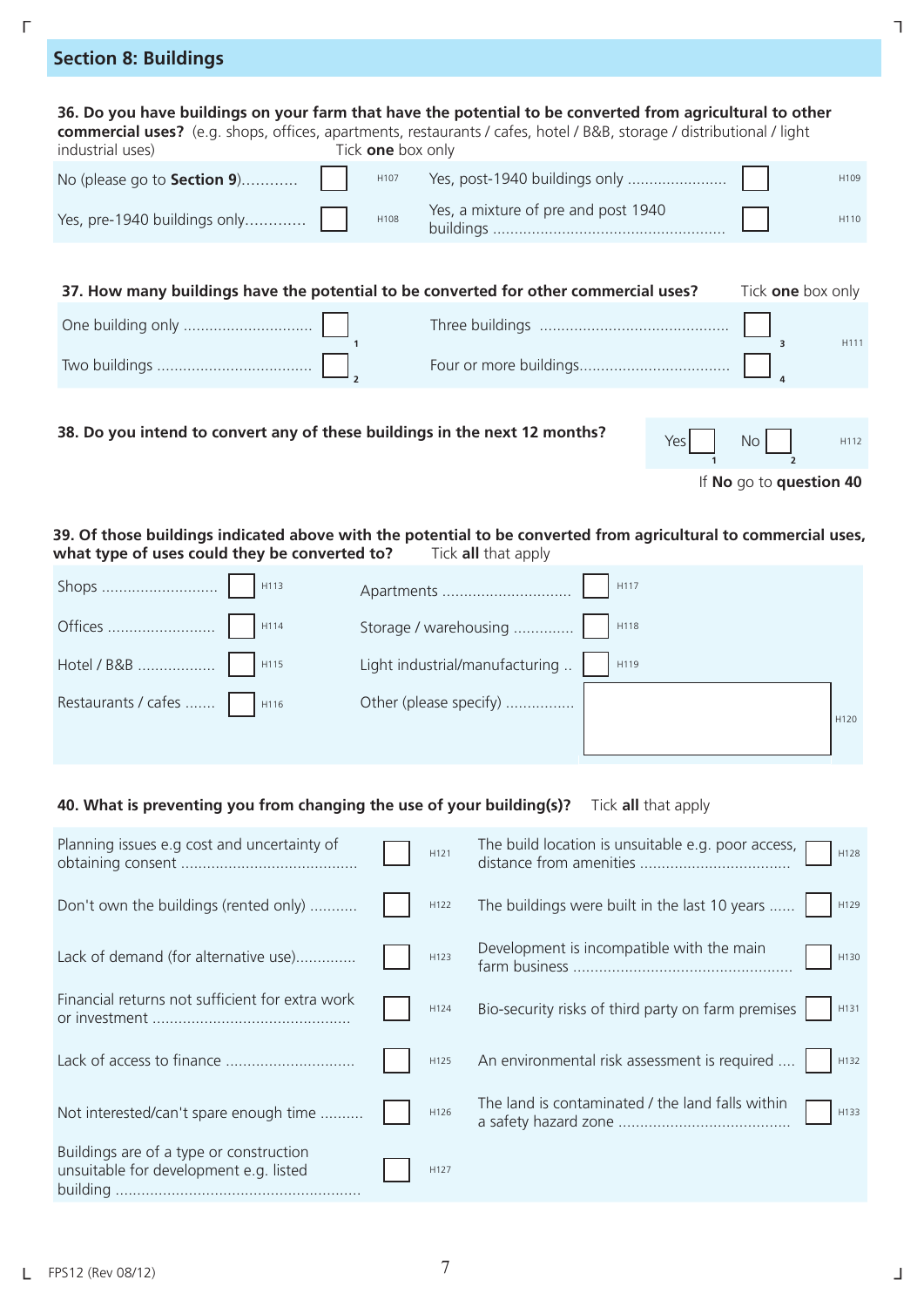## Section 8: Buildings

**36. Do you have buildings on your farm that have the potential to be converted from agricultural to other commercial uses?** (e.g. shops, offices, apartments, restaurants / cafes, hotel / B&B, storage / distributional / light industrial uses) Tick **one** box only

| | | | | | |
|---|---|---|---|---|---|
| No (please go to **Section 9**)............ | ☐ | H107 | Yes, post-1940 buildings only ....................... | ☐ | H109 |
| Yes, pre-1940 buildings only............. | ☐ | H108 | Yes, a mixture of pre and post 1940 buildings ..................................................... | ☐ | H110 |

**37. How many buildings have the potential to be converted for other commercial uses?** Tick **one** box only

| | | | | |
|---|---|---|---|---|
| One building only ............................. | ☐ 1 | Three buildings ........................................... | ☐ 3 | H111 |
| Two buildings ................................... | ☐ 2 | Four or more buildings................................... | ☐ 4 | |

**38. Do you intend to convert any of these buildings in the next 12 months?** Yes ☐ 1 No ☐ 2 H112

If **No** go to **question 40**

**39. Of those buildings indicated above with the potential to be converted from agricultural to commercial uses, what type of uses could they be converted to?** Tick **all** that apply

| | | | | | |
|---|---|---|---|---|---|
| Shops .......................... | ☐ | H113 | Apartments ............................. | ☐ | H117 |
| Offices ........................ | ☐ | H114 | Storage / warehousing ............. | ☐ | H118 |
| Hotel / B&B ................. | ☐ | H115 | Light industrial/manufacturing .. | ☐ | H119 |
| Restaurants / cafes ....... | ☐ | H116 | Other (please specify) ............... | ☐ | H120 |

**40. What is preventing you from changing the use of your building(s)?** Tick **all** that apply

| | | | | | |
|---|---|---|---|---|---|
| Planning issues e.g cost and uncertainty of obtaining consent ........................................ | ☐ | H121 | The build location is unsuitable e.g. poor access, distance from amenities .................................. | ☐ | H128 |
| Don't own the buildings (rented only) .......... | ☐ | H122 | The buildings were built in the last 10 years ...... | ☐ | H129 |
| Lack of demand (for alternative use)............. | ☐ | H123 | Development is incompatible with the main farm business .................................................. | ☐ | H130 |
| Financial returns not sufficient for extra work or investment ............................................. | ☐ | H124 | Bio-security risks of third party on farm premises | ☐ | H131 |
| Lack of access to finance ............................. | ☐ | H125 | An environmental risk assessment is required .... | ☐ | H132 |
| Not interested/can't spare enough time .......... | ☐ | H126 | The land is contaminated / the land falls within a safety hazard zone ....................................... | ☐ | H133 |
| Buildings are of a type or construction unsuitable for development e.g. listed building ........................................................ | ☐ | H127 | | | |

FPS12 (Rev 08/12)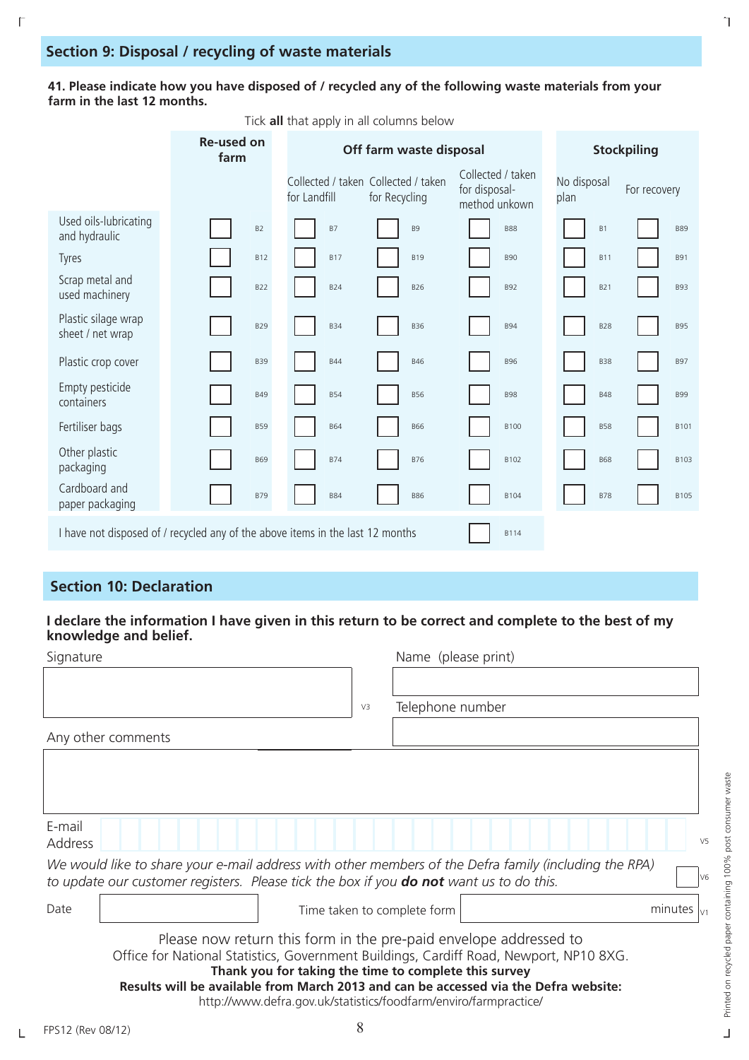## Section 9: Disposal / recycling of waste materials

**41. Please indicate how you have disposed of / recycled any of the following waste materials from your farm in the last 12 months.**

Tick **all** that apply in all columns below

| | Re-used on farm | Off farm waste disposal | | | Stockpiling | |
|---|---|---|---|---|---|---|
| | | Collected / taken for Landfill | Collected / taken for Recycling | Collected / taken for disposal-method unkown | No disposal plan | For recovery |
| Used oils-lubricating and hydraulic | B2 | B7 | B9 | B88 | B1 | B89 |
| Tyres | B12 | B17 | B19 | B90 | B11 | B91 |
| Scrap metal and used machinery | B22 | B24 | B26 | B92 | B21 | B93 |
| Plastic silage wrap sheet / net wrap | B29 | B34 | B36 | B94 | B28 | B95 |
| Plastic crop cover | B39 | B44 | B46 | B96 | B38 | B97 |
| Empty pesticide containers | B49 | B54 | B56 | B98 | B48 | B99 |
| Fertiliser bags | B59 | B64 | B66 | B100 | B58 | B101 |
| Other plastic packaging | B69 | B74 | B76 | B102 | B68 | B103 |
| Cardboard and paper packaging | B79 | B84 | B86 | B104 | B78 | B105 |

I have not disposed of / recycled any of the above items in the last 12 months ☐ B114

## Section 10: Declaration

**I declare the information I have given in this return to be correct and complete to the best of my knowledge and belief.**

Signature V3

Name (please print)

Telephone number

Any other comments

E-mail Address V5

*We would like to share your e-mail address with other members of the Defra family (including the RPA) to update our customer registers. Please tick the box if you **do not** want us to do this.* ☐ V6

Date

Time taken to complete form minutes V1

Please now return this form in the pre-paid envelope addressed to
Office for National Statistics, Government Buildings, Cardiff Road, Newport, NP10 8XG.

**Thank you for taking the time to complete this survey**

**Results will be available from March 2013 and can be accessed via the Defra website:**
http://www.defra.gov.uk/statistics/foodfarm/enviro/farmpractice/

FPS12 (Rev 08/12)

Printed on recycled paper containing 100% post consumer waste